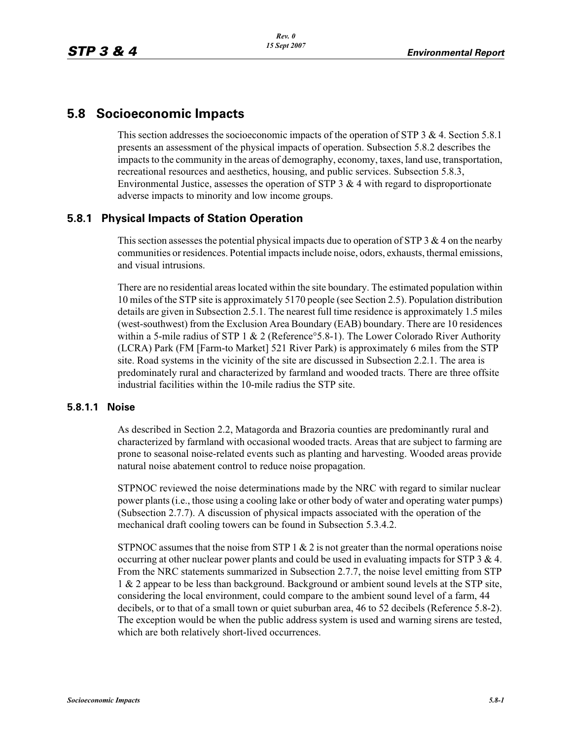## 5.8 Socioeconomic Impacts

This section addresses the socioeconomic impacts of the operation of STP 3 & 4. Section 5.8.1 presents an assessment of the physical impacts of operation. Subsection 5.8.2 describes the impacts to the community in the areas of demography, economy, taxes, land use, transportation, recreational resources and aesthetics, housing, and public services. Subsection 5.8.3, Environmental Justice, assesses the operation of STP 3 & 4 with regard to disproportionate adverse impacts to minority and low income groups.

### 5.8.1 Physical Impacts of Station Operation

This section assesses the potential physical impacts due to operation of STP 3 & 4 on the nearby communities or residences. Potential impacts include noise, odors, exhausts, thermal emissions, and visual intrusions.

There are no residential areas located within the site boundary. The estimated population within 10 miles of the STP site is approximately 5170 people (see Section 2.5). Population distribution details are given in Subsection 2.5.1. The nearest full time residence is approximately 1.5 miles (west-southwest) from the Exclusion Area Boundary (EAB) boundary. There are 10 residences within a 5-mile radius of STP 1 & 2 (Reference°5.8-1). The Lower Colorado River Authority (LCRA) Park (FM [Farm-to Market] 521 River Park) is approximately 6 miles from the STP site. Road systems in the vicinity of the site are discussed in Subsection 2.2.1. The area is predominately rural and characterized by farmland and wooded tracts. There are three offsite industrial facilities within the 10-mile radius the STP site.

#### 5.8.1.1 Noise

As described in Section 2.2, Matagorda and Brazoria counties are predominantly rural and characterized by farmland with occasional wooded tracts. Areas that are subject to farming are prone to seasonal noise-related events such as planting and harvesting. Wooded areas provide natural noise abatement control to reduce noise propagation.

STPNOC reviewed the noise determinations made by the NRC with regard to similar nuclear power plants (i.e., those using a cooling lake or other body of water and operating water pumps) (Subsection 2.7.7). A discussion of physical impacts associated with the operation of the mechanical draft cooling towers can be found in Subsection 5.3.4.2.

STPNOC assumes that the noise from STP 1 & 2 is not greater than the normal operations noise occurring at other nuclear power plants and could be used in evaluating impacts for STP 3 & 4. From the NRC statements summarized in Subsection 2.7.7, the noise level emitting from STP 1 & 2 appear to be less than background. Background or ambient sound levels at the STP site, considering the local environment, could compare to the ambient sound level of a farm, 44 decibels, or to that of a small town or quiet suburban area, 46 to 52 decibels (Reference 5.8-2). The exception would be when the public address system is used and warning sirens are tested, which are both relatively short-lived occurrences.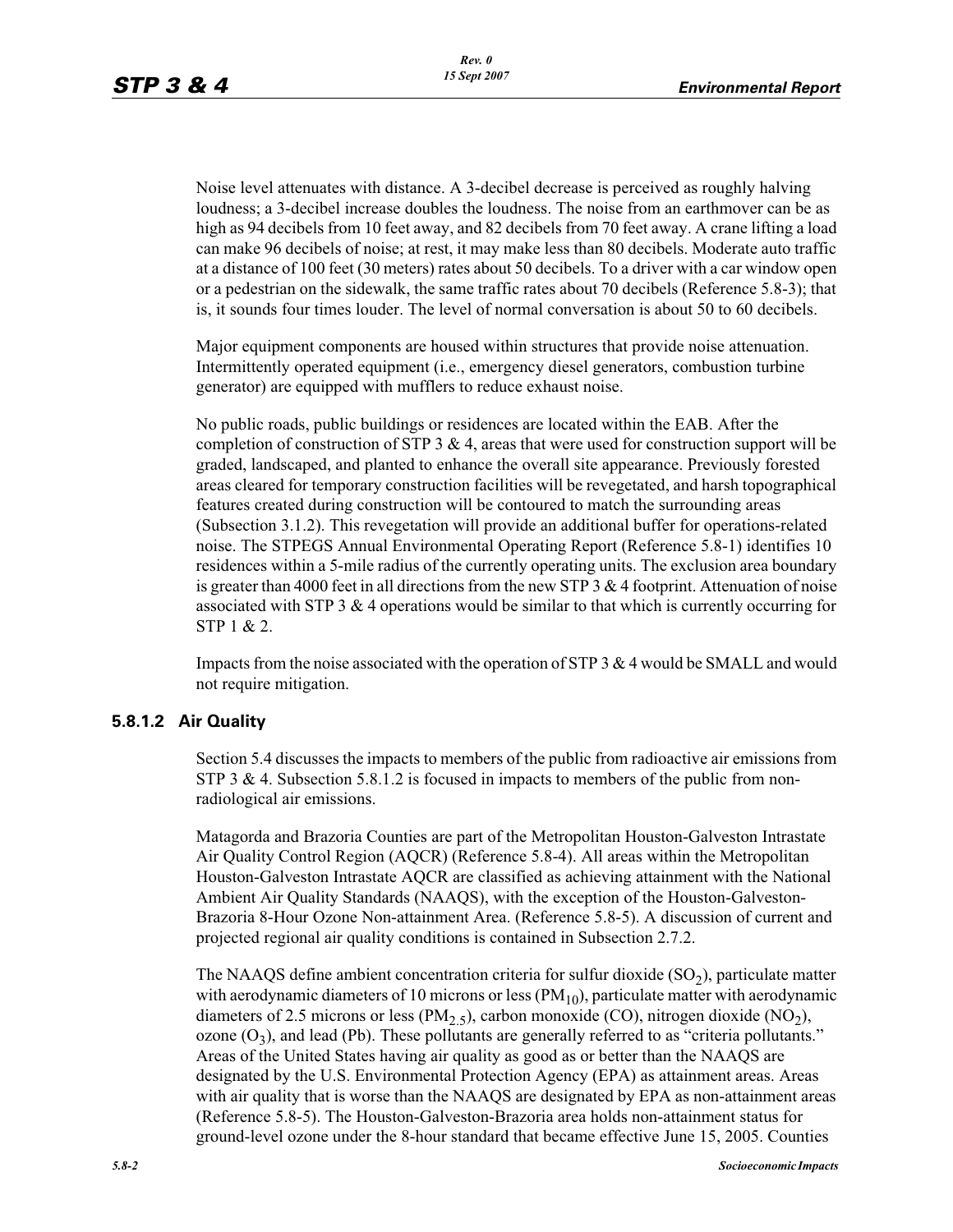Noise level attenuates with distance. A 3-decibel decrease is perceived as roughly halving loudness; a 3-decibel increase doubles the loudness. The noise from an earthmover can be as high as 94 decibels from 10 feet away, and 82 decibels from 70 feet away. A crane lifting a load can make 96 decibels of noise; at rest, it may make less than 80 decibels. Moderate auto traffic at a distance of 100 feet (30 meters) rates about 50 decibels. To a driver with a car window open or a pedestrian on the sidewalk, the same traffic rates about 70 decibels (Reference 5.8-3); that is, it sounds four times louder. The level of normal conversation is about 50 to 60 decibels.

Major equipment components are housed within structures that provide noise attenuation. Intermittently operated equipment (i.e., emergency diesel generators, combustion turbine generator) are equipped with mufflers to reduce exhaust noise.

No public roads, public buildings or residences are located within the EAB. After the completion of construction of STP 3 & 4, areas that were used for construction support will be graded, landscaped, and planted to enhance the overall site appearance. Previously forested areas cleared for temporary construction facilities will be revegetated, and harsh topographical features created during construction will be contoured to match the surrounding areas (Subsection 3.1.2). This revegetation will provide an additional buffer for operations-related noise. The STPEGS Annual Environmental Operating Report (Reference 5.8-1) identifies 10 residences within a 5-mile radius of the currently operating units. The exclusion area boundary is greater than 4000 feet in all directions from the new STP 3 & 4 footprint. Attenuation of noise associated with STP 3 & 4 operations would be similar to that which is currently occurring for STP 1 & 2.

Impacts from the noise associated with the operation of STP 3 & 4 would be SMALL and would not require mitigation.

### 5.8.1.2 Air Quality

Section 5.4 discusses the impacts to members of the public from radioactive air emissions from STP 3 & 4. Subsection 5.8.1.2 is focused in impacts to members of the public from non-radiological air emissions.

Matagorda and Brazoria Counties are part of the Metropolitan Houston-Galveston Intrastate Air Quality Control Region (AQCR) (Reference 5.8-4). All areas within the Metropolitan Houston-Galveston Intrastate AQCR are classified as achieving attainment with the National Ambient Air Quality Standards (NAAQS), with the exception of the Houston-Galveston-Brazoria 8-Hour Ozone Non-attainment Area. (Reference 5.8-5). A discussion of current and projected regional air quality conditions is contained in Subsection 2.7.2.

The NAAQS define ambient concentration criteria for sulfur dioxide ($SO_2$), particulate matter with aerodynamic diameters of 10 microns or less ($PM_{10}$), particulate matter with aerodynamic diameters of 2.5 microns or less ($PM_{2.5}$), carbon monoxide (CO), nitrogen dioxide ($NO_2$), ozone ($O_3$), and lead (Pb). These pollutants are generally referred to as "criteria pollutants." Areas of the United States having air quality as good as or better than the NAAQS are designated by the U.S. Environmental Protection Agency (EPA) as attainment areas. Areas with air quality that is worse than the NAAQS are designated by EPA as non-attainment areas (Reference 5.8-5). The Houston-Galveston-Brazoria area holds non-attainment status for ground-level ozone under the 8-hour standard that became effective June 15, 2005. Counties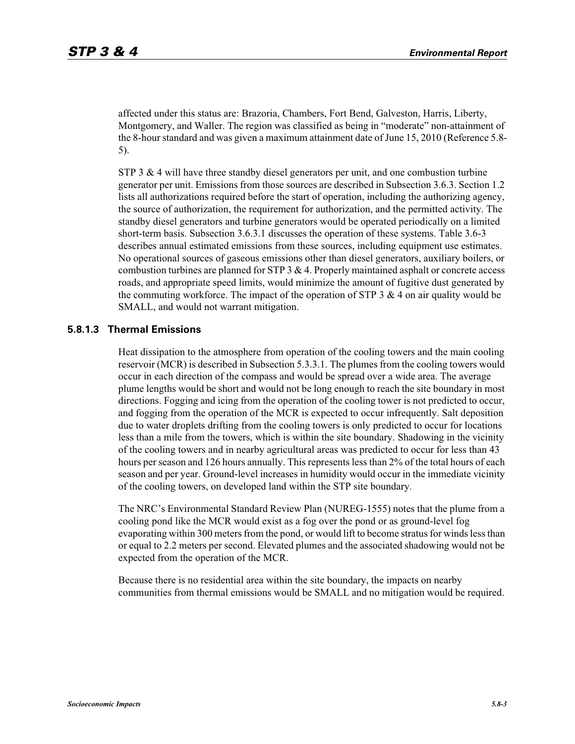affected under this status are: Brazoria, Chambers, Fort Bend, Galveston, Harris, Liberty, Montgomery, and Waller. The region was classified as being in "moderate" non-attainment of the 8-hour standard and was given a maximum attainment date of June 15, 2010 (Reference 5.8-5).

STP 3 & 4 will have three standby diesel generators per unit, and one combustion turbine generator per unit. Emissions from those sources are described in Subsection 3.6.3. Section 1.2 lists all authorizations required before the start of operation, including the authorizing agency, the source of authorization, the requirement for authorization, and the permitted activity. The standby diesel generators and turbine generators would be operated periodically on a limited short-term basis. Subsection 3.6.3.1 discusses the operation of these systems. Table 3.6-3 describes annual estimated emissions from these sources, including equipment use estimates. No operational sources of gaseous emissions other than diesel generators, auxiliary boilers, or combustion turbines are planned for STP 3 & 4. Properly maintained asphalt or concrete access roads, and appropriate speed limits, would minimize the amount of fugitive dust generated by the commuting workforce. The impact of the operation of STP 3 & 4 on air quality would be SMALL, and would not warrant mitigation.

### 5.8.1.3 Thermal Emissions

Heat dissipation to the atmosphere from operation of the cooling towers and the main cooling reservoir (MCR) is described in Subsection 5.3.3.1. The plumes from the cooling towers would occur in each direction of the compass and would be spread over a wide area. The average plume lengths would be short and would not be long enough to reach the site boundary in most directions. Fogging and icing from the operation of the cooling tower is not predicted to occur, and fogging from the operation of the MCR is expected to occur infrequently. Salt deposition due to water droplets drifting from the cooling towers is only predicted to occur for locations less than a mile from the towers, which is within the site boundary. Shadowing in the vicinity of the cooling towers and in nearby agricultural areas was predicted to occur for less than 43 hours per season and 126 hours annually. This represents less than 2% of the total hours of each season and per year. Ground-level increases in humidity would occur in the immediate vicinity of the cooling towers, on developed land within the STP site boundary.

The NRC's Environmental Standard Review Plan (NUREG-1555) notes that the plume from a cooling pond like the MCR would exist as a fog over the pond or as ground-level fog evaporating within 300 meters from the pond, or would lift to become stratus for winds less than or equal to 2.2 meters per second. Elevated plumes and the associated shadowing would not be expected from the operation of the MCR.

Because there is no residential area within the site boundary, the impacts on nearby communities from thermal emissions would be SMALL and no mitigation would be required.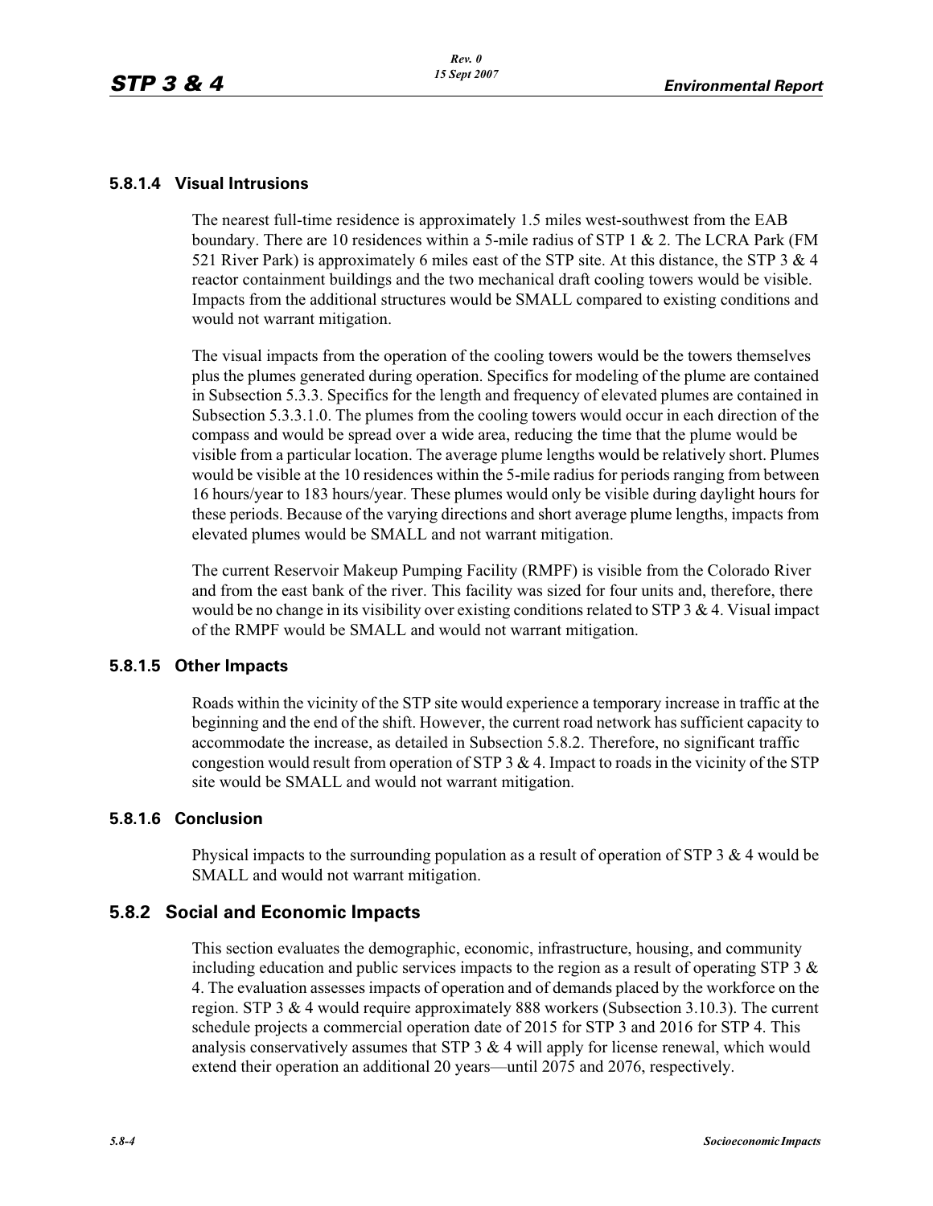### 5.8.1.4 Visual Intrusions

The nearest full-time residence is approximately 1.5 miles west-southwest from the EAB boundary. There are 10 residences within a 5-mile radius of STP 1 & 2. The LCRA Park (FM 521 River Park) is approximately 6 miles east of the STP site. At this distance, the STP 3 & 4 reactor containment buildings and the two mechanical draft cooling towers would be visible. Impacts from the additional structures would be SMALL compared to existing conditions and would not warrant mitigation.

The visual impacts from the operation of the cooling towers would be the towers themselves plus the plumes generated during operation. Specifics for modeling of the plume are contained in Subsection 5.3.3. Specifics for the length and frequency of elevated plumes are contained in Subsection 5.3.3.1.0. The plumes from the cooling towers would occur in each direction of the compass and would be spread over a wide area, reducing the time that the plume would be visible from a particular location. The average plume lengths would be relatively short. Plumes would be visible at the 10 residences within the 5-mile radius for periods ranging from between 16 hours/year to 183 hours/year. These plumes would only be visible during daylight hours for these periods. Because of the varying directions and short average plume lengths, impacts from elevated plumes would be SMALL and not warrant mitigation.

The current Reservoir Makeup Pumping Facility (RMPF) is visible from the Colorado River and from the east bank of the river. This facility was sized for four units and, therefore, there would be no change in its visibility over existing conditions related to STP 3 & 4. Visual impact of the RMPF would be SMALL and would not warrant mitigation.

### 5.8.1.5 Other Impacts

Roads within the vicinity of the STP site would experience a temporary increase in traffic at the beginning and the end of the shift. However, the current road network has sufficient capacity to accommodate the increase, as detailed in Subsection 5.8.2. Therefore, no significant traffic congestion would result from operation of STP 3 & 4. Impact to roads in the vicinity of the STP site would be SMALL and would not warrant mitigation.

### 5.8.1.6 Conclusion

Physical impacts to the surrounding population as a result of operation of STP 3 & 4 would be SMALL and would not warrant mitigation.

## 5.8.2 Social and Economic Impacts

This section evaluates the demographic, economic, infrastructure, housing, and community including education and public services impacts to the region as a result of operating STP 3 & 4. The evaluation assesses impacts of operation and of demands placed by the workforce on the region. STP 3 & 4 would require approximately 888 workers (Subsection 3.10.3). The current schedule projects a commercial operation date of 2015 for STP 3 and 2016 for STP 4. This analysis conservatively assumes that STP 3 & 4 will apply for license renewal, which would extend their operation an additional 20 years—until 2075 and 2076, respectively.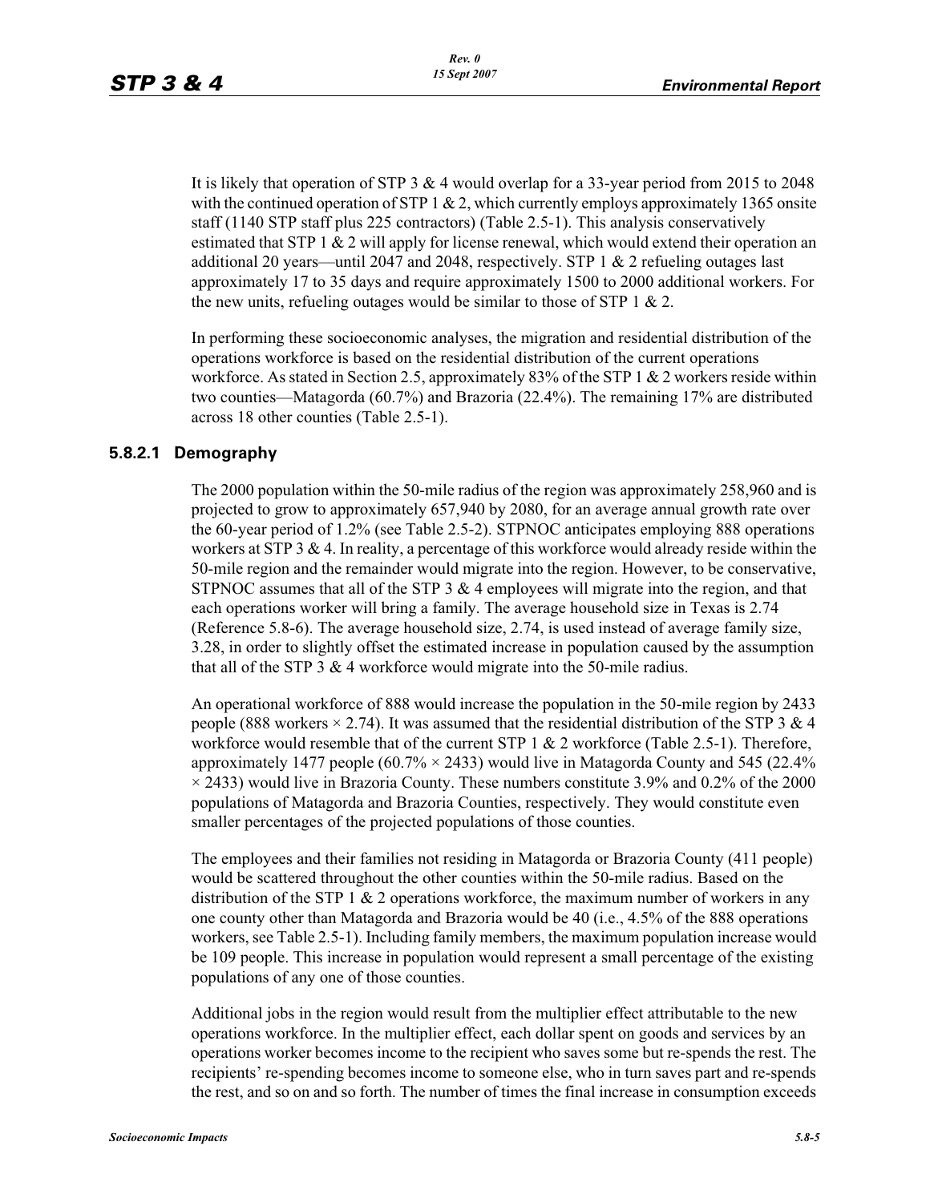It is likely that operation of STP 3 & 4 would overlap for a 33-year period from 2015 to 2048 with the continued operation of STP 1 & 2, which currently employs approximately 1365 onsite staff (1140 STP staff plus 225 contractors) (Table 2.5-1). This analysis conservatively estimated that STP 1 & 2 will apply for license renewal, which would extend their operation an additional 20 years—until 2047 and 2048, respectively. STP 1 & 2 refueling outages last approximately 17 to 35 days and require approximately 1500 to 2000 additional workers. For the new units, refueling outages would be similar to those of STP 1 & 2.

In performing these socioeconomic analyses, the migration and residential distribution of the operations workforce is based on the residential distribution of the current operations workforce. As stated in Section 2.5, approximately 83% of the STP 1 & 2 workers reside within two counties—Matagorda (60.7%) and Brazoria (22.4%). The remaining 17% are distributed across 18 other counties (Table 2.5-1).

### 5.8.2.1 Demography

The 2000 population within the 50-mile radius of the region was approximately 258,960 and is projected to grow to approximately 657,940 by 2080, for an average annual growth rate over the 60-year period of 1.2% (see Table 2.5-2). STPNOC anticipates employing 888 operations workers at STP 3 & 4. In reality, a percentage of this workforce would already reside within the 50-mile region and the remainder would migrate into the region. However, to be conservative, STPNOC assumes that all of the STP 3 & 4 employees will migrate into the region, and that each operations worker will bring a family. The average household size in Texas is 2.74 (Reference 5.8-6). The average household size, 2.74, is used instead of average family size, 3.28, in order to slightly offset the estimated increase in population caused by the assumption that all of the STP 3 & 4 workforce would migrate into the 50-mile radius.

An operational workforce of 888 would increase the population in the 50-mile region by 2433 people (888 workers × 2.74). It was assumed that the residential distribution of the STP 3 & 4 workforce would resemble that of the current STP 1 & 2 workforce (Table 2.5-1). Therefore, approximately 1477 people (60.7% × 2433) would live in Matagorda County and 545 (22.4% × 2433) would live in Brazoria County. These numbers constitute 3.9% and 0.2% of the 2000 populations of Matagorda and Brazoria Counties, respectively. They would constitute even smaller percentages of the projected populations of those counties.

The employees and their families not residing in Matagorda or Brazoria County (411 people) would be scattered throughout the other counties within the 50-mile radius. Based on the distribution of the STP 1 & 2 operations workforce, the maximum number of workers in any one county other than Matagorda and Brazoria would be 40 (i.e., 4.5% of the 888 operations workers, see Table 2.5-1). Including family members, the maximum population increase would be 109 people. This increase in population would represent a small percentage of the existing populations of any one of those counties.

Additional jobs in the region would result from the multiplier effect attributable to the new operations workforce. In the multiplier effect, each dollar spent on goods and services by an operations worker becomes income to the recipient who saves some but re-spends the rest. The recipients' re-spending becomes income to someone else, who in turn saves part and re-spends the rest, and so on and so forth. The number of times the final increase in consumption exceeds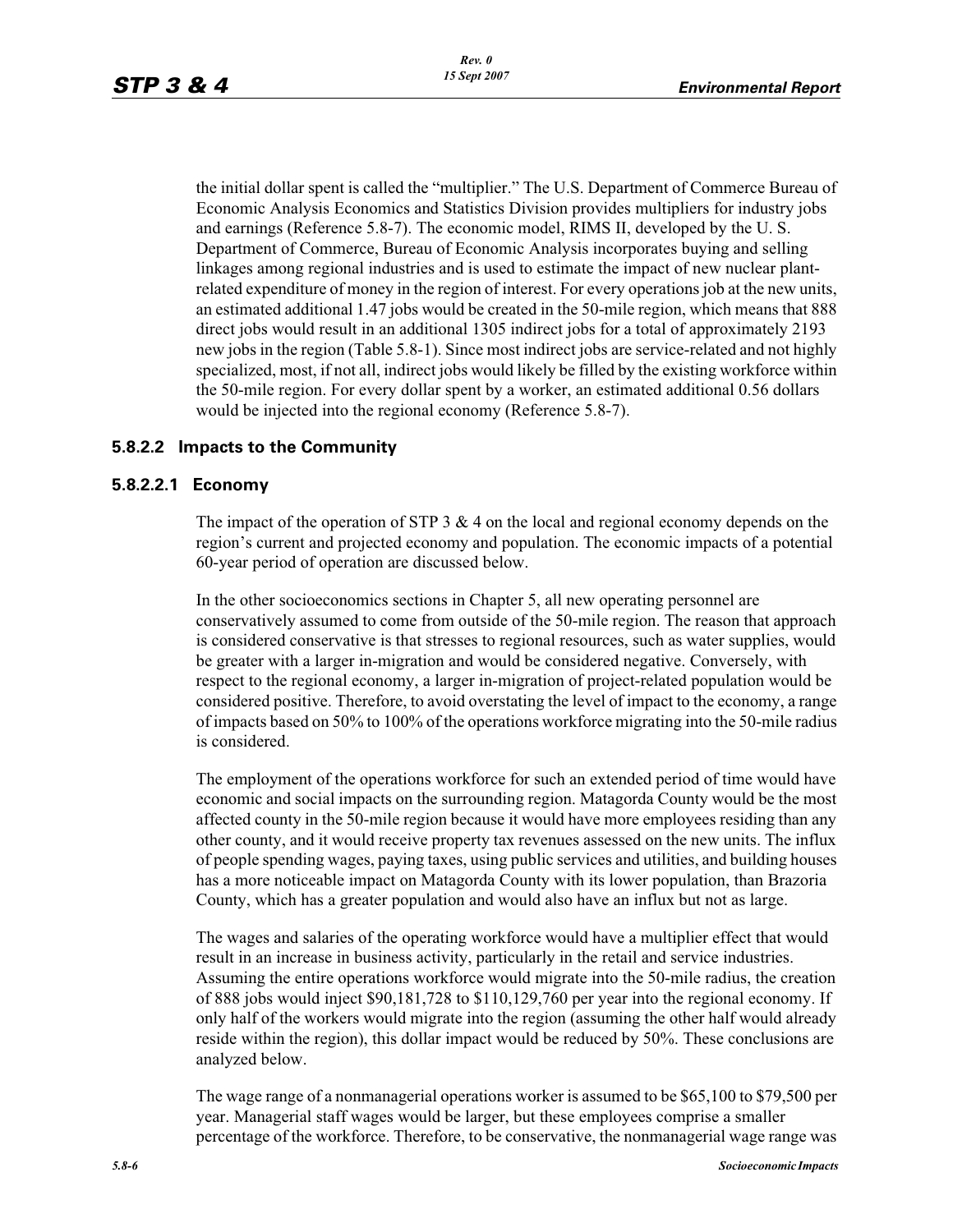the initial dollar spent is called the "multiplier." The U.S. Department of Commerce Bureau of Economic Analysis Economics and Statistics Division provides multipliers for industry jobs and earnings (Reference 5.8-7). The economic model, RIMS II, developed by the U. S. Department of Commerce, Bureau of Economic Analysis incorporates buying and selling linkages among regional industries and is used to estimate the impact of new nuclear plant-related expenditure of money in the region of interest. For every operations job at the new units, an estimated additional 1.47 jobs would be created in the 50-mile region, which means that 888 direct jobs would result in an additional 1305 indirect jobs for a total of approximately 2193 new jobs in the region (Table 5.8-1). Since most indirect jobs are service-related and not highly specialized, most, if not all, indirect jobs would likely be filled by the existing workforce within the 50-mile region. For every dollar spent by a worker, an estimated additional 0.56 dollars would be injected into the regional economy (Reference 5.8-7).

### 5.8.2.2 Impacts to the Community

#### 5.8.2.2.1 Economy

The impact of the operation of STP 3 & 4 on the local and regional economy depends on the region's current and projected economy and population. The economic impacts of a potential 60-year period of operation are discussed below.

In the other socioeconomics sections in Chapter 5, all new operating personnel are conservatively assumed to come from outside of the 50-mile region. The reason that approach is considered conservative is that stresses to regional resources, such as water supplies, would be greater with a larger in-migration and would be considered negative. Conversely, with respect to the regional economy, a larger in-migration of project-related population would be considered positive. Therefore, to avoid overstating the level of impact to the economy, a range of impacts based on 50% to 100% of the operations workforce migrating into the 50-mile radius is considered.

The employment of the operations workforce for such an extended period of time would have economic and social impacts on the surrounding region. Matagorda County would be the most affected county in the 50-mile region because it would have more employees residing than any other county, and it would receive property tax revenues assessed on the new units. The influx of people spending wages, paying taxes, using public services and utilities, and building houses has a more noticeable impact on Matagorda County with its lower population, than Brazoria County, which has a greater population and would also have an influx but not as large.

The wages and salaries of the operating workforce would have a multiplier effect that would result in an increase in business activity, particularly in the retail and service industries. Assuming the entire operations workforce would migrate into the 50-mile radius, the creation of 888 jobs would inject $90,181,728 to $110,129,760 per year into the regional economy. If only half of the workers would migrate into the region (assuming the other half would already reside within the region), this dollar impact would be reduced by 50%. These conclusions are analyzed below.

The wage range of a nonmanagerial operations worker is assumed to be $65,100 to $79,500 per year. Managerial staff wages would be larger, but these employees comprise a smaller percentage of the workforce. Therefore, to be conservative, the nonmanagerial wage range was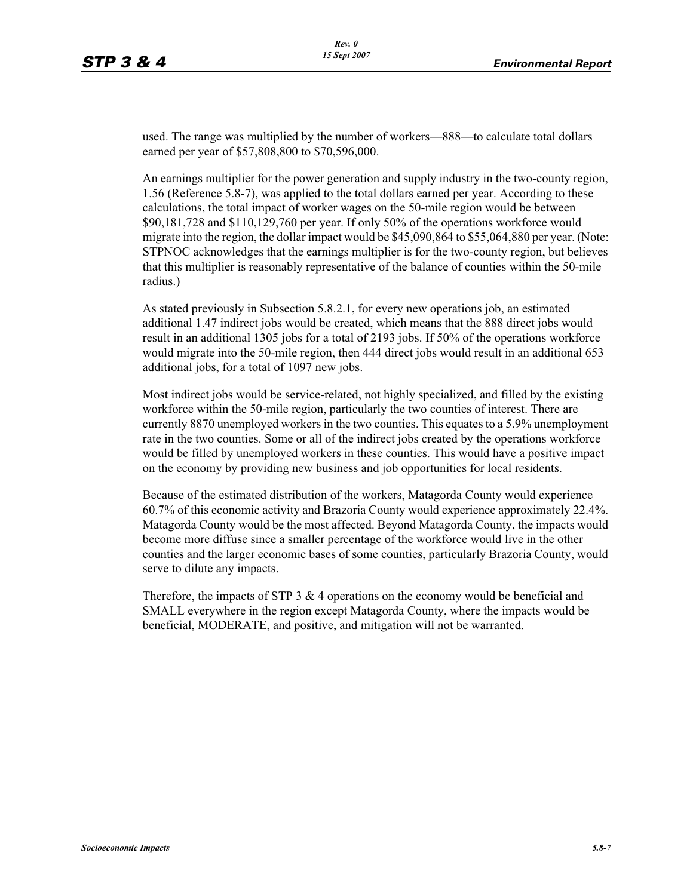used. The range was multiplied by the number of workers—888—to calculate total dollars earned per year of $57,808,800 to $70,596,000.

An earnings multiplier for the power generation and supply industry in the two-county region, 1.56 (Reference 5.8-7), was applied to the total dollars earned per year. According to these calculations, the total impact of worker wages on the 50-mile region would be between $90,181,728 and $110,129,760 per year. If only 50% of the operations workforce would migrate into the region, the dollar impact would be $45,090,864 to $55,064,880 per year. (Note: STPNOC acknowledges that the earnings multiplier is for the two-county region, but believes that this multiplier is reasonably representative of the balance of counties within the 50-mile radius.)

As stated previously in Subsection 5.8.2.1, for every new operations job, an estimated additional 1.47 indirect jobs would be created, which means that the 888 direct jobs would result in an additional 1305 jobs for a total of 2193 jobs. If 50% of the operations workforce would migrate into the 50-mile region, then 444 direct jobs would result in an additional 653 additional jobs, for a total of 1097 new jobs.

Most indirect jobs would be service-related, not highly specialized, and filled by the existing workforce within the 50-mile region, particularly the two counties of interest. There are currently 8870 unemployed workers in the two counties. This equates to a 5.9% unemployment rate in the two counties. Some or all of the indirect jobs created by the operations workforce would be filled by unemployed workers in these counties. This would have a positive impact on the economy by providing new business and job opportunities for local residents.

Because of the estimated distribution of the workers, Matagorda County would experience 60.7% of this economic activity and Brazoria County would experience approximately 22.4%. Matagorda County would be the most affected. Beyond Matagorda County, the impacts would become more diffuse since a smaller percentage of the workforce would live in the other counties and the larger economic bases of some counties, particularly Brazoria County, would serve to dilute any impacts.

Therefore, the impacts of STP 3 & 4 operations on the economy would be beneficial and SMALL everywhere in the region except Matagorda County, where the impacts would be beneficial, MODERATE, and positive, and mitigation will not be warranted.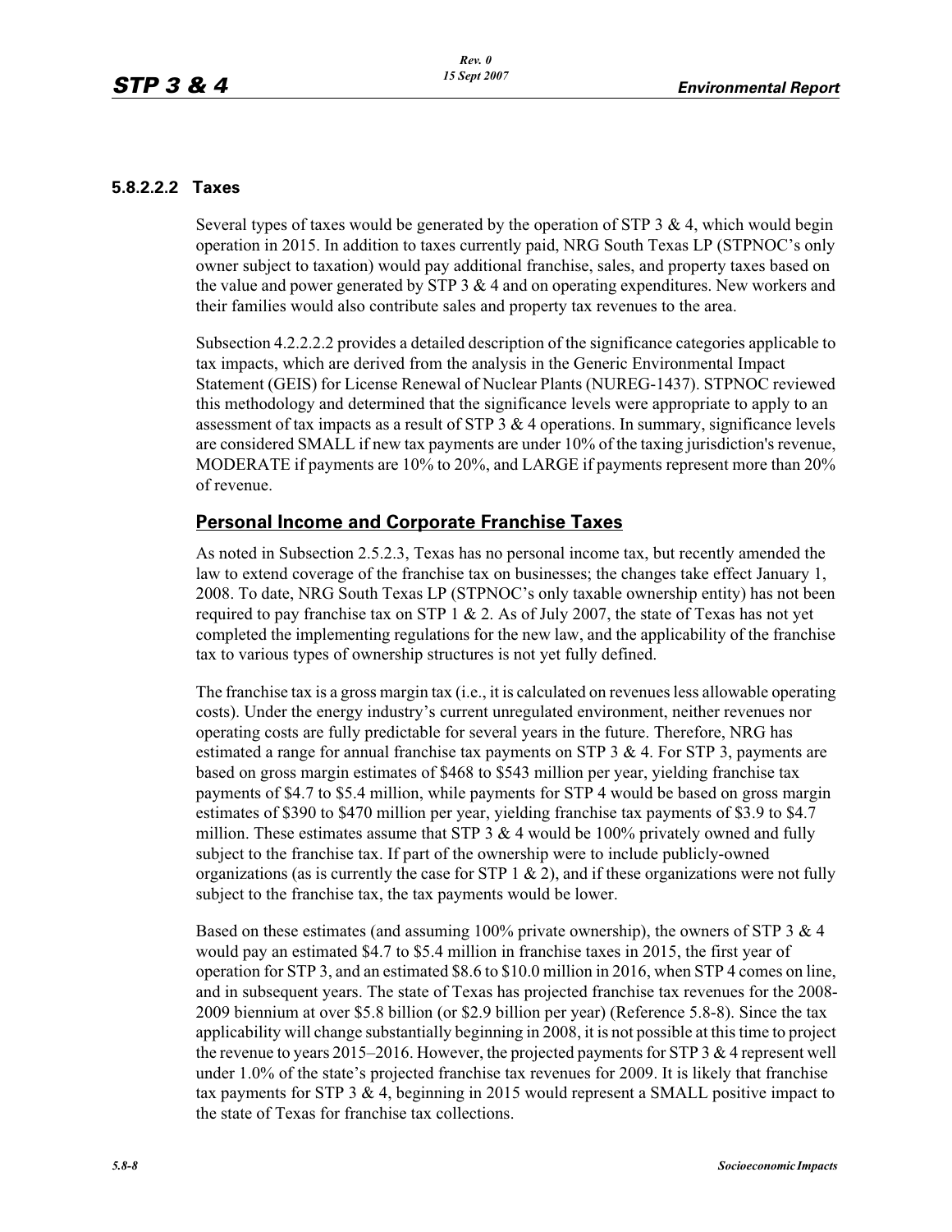#### 5.8.2.2.2 Taxes

Several types of taxes would be generated by the operation of STP 3 & 4, which would begin operation in 2015. In addition to taxes currently paid, NRG South Texas LP (STPNOC's only owner subject to taxation) would pay additional franchise, sales, and property taxes based on the value and power generated by STP 3 & 4 and on operating expenditures. New workers and their families would also contribute sales and property tax revenues to the area.

Subsection 4.2.2.2.2 provides a detailed description of the significance categories applicable to tax impacts, which are derived from the analysis in the Generic Environmental Impact Statement (GEIS) for License Renewal of Nuclear Plants (NUREG-1437). STPNOC reviewed this methodology and determined that the significance levels were appropriate to apply to an assessment of tax impacts as a result of STP 3 & 4 operations. In summary, significance levels are considered SMALL if new tax payments are under 10% of the taxing jurisdiction's revenue, MODERATE if payments are 10% to 20%, and LARGE if payments represent more than 20% of revenue.

## Personal Income and Corporate Franchise Taxes

As noted in Subsection 2.5.2.3, Texas has no personal income tax, but recently amended the law to extend coverage of the franchise tax on businesses; the changes take effect January 1, 2008. To date, NRG South Texas LP (STPNOC's only taxable ownership entity) has not been required to pay franchise tax on STP 1 & 2. As of July 2007, the state of Texas has not yet completed the implementing regulations for the new law, and the applicability of the franchise tax to various types of ownership structures is not yet fully defined.

The franchise tax is a gross margin tax (i.e., it is calculated on revenues less allowable operating costs). Under the energy industry's current unregulated environment, neither revenues nor operating costs are fully predictable for several years in the future. Therefore, NRG has estimated a range for annual franchise tax payments on STP 3 & 4. For STP 3, payments are based on gross margin estimates of $468 to $543 million per year, yielding franchise tax payments of $4.7 to $5.4 million, while payments for STP 4 would be based on gross margin estimates of $390 to $470 million per year, yielding franchise tax payments of $3.9 to $4.7 million. These estimates assume that STP 3 & 4 would be 100% privately owned and fully subject to the franchise tax. If part of the ownership were to include publicly-owned organizations (as is currently the case for STP 1 & 2), and if these organizations were not fully subject to the franchise tax, the tax payments would be lower.

Based on these estimates (and assuming 100% private ownership), the owners of STP 3 & 4 would pay an estimated $4.7 to $5.4 million in franchise taxes in 2015, the first year of operation for STP 3, and an estimated $8.6 to $10.0 million in 2016, when STP 4 comes on line, and in subsequent years. The state of Texas has projected franchise tax revenues for the 2008-2009 biennium at over $5.8 billion (or $2.9 billion per year) (Reference 5.8-8). Since the tax applicability will change substantially beginning in 2008, it is not possible at this time to project the revenue to years 2015–2016. However, the projected payments for STP 3 & 4 represent well under 1.0% of the state's projected franchise tax revenues for 2009. It is likely that franchise tax payments for STP 3 & 4, beginning in 2015 would represent a SMALL positive impact to the state of Texas for franchise tax collections.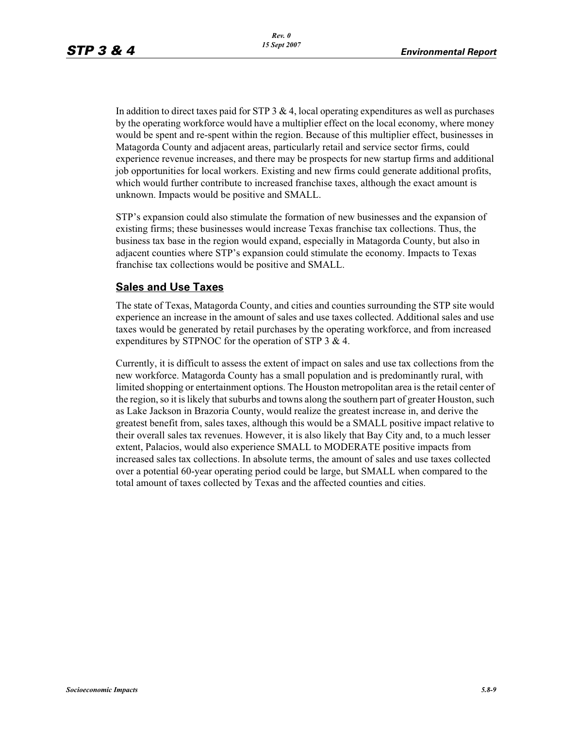In addition to direct taxes paid for STP 3 & 4, local operating expenditures as well as purchases by the operating workforce would have a multiplier effect on the local economy, where money would be spent and re-spent within the region. Because of this multiplier effect, businesses in Matagorda County and adjacent areas, particularly retail and service sector firms, could experience revenue increases, and there may be prospects for new startup firms and additional job opportunities for local workers. Existing and new firms could generate additional profits, which would further contribute to increased franchise taxes, although the exact amount is unknown. Impacts would be positive and SMALL.

STP's expansion could also stimulate the formation of new businesses and the expansion of existing firms; these businesses would increase Texas franchise tax collections. Thus, the business tax base in the region would expand, especially in Matagorda County, but also in adjacent counties where STP's expansion could stimulate the economy. Impacts to Texas franchise tax collections would be positive and SMALL.

## Sales and Use Taxes

The state of Texas, Matagorda County, and cities and counties surrounding the STP site would experience an increase in the amount of sales and use taxes collected. Additional sales and use taxes would be generated by retail purchases by the operating workforce, and from increased expenditures by STPNOC for the operation of STP 3 & 4.

Currently, it is difficult to assess the extent of impact on sales and use tax collections from the new workforce. Matagorda County has a small population and is predominantly rural, with limited shopping or entertainment options. The Houston metropolitan area is the retail center of the region, so it is likely that suburbs and towns along the southern part of greater Houston, such as Lake Jackson in Brazoria County, would realize the greatest increase in, and derive the greatest benefit from, sales taxes, although this would be a SMALL positive impact relative to their overall sales tax revenues. However, it is also likely that Bay City and, to a much lesser extent, Palacios, would also experience SMALL to MODERATE positive impacts from increased sales tax collections. In absolute terms, the amount of sales and use taxes collected over a potential 60-year operating period could be large, but SMALL when compared to the total amount of taxes collected by Texas and the affected counties and cities.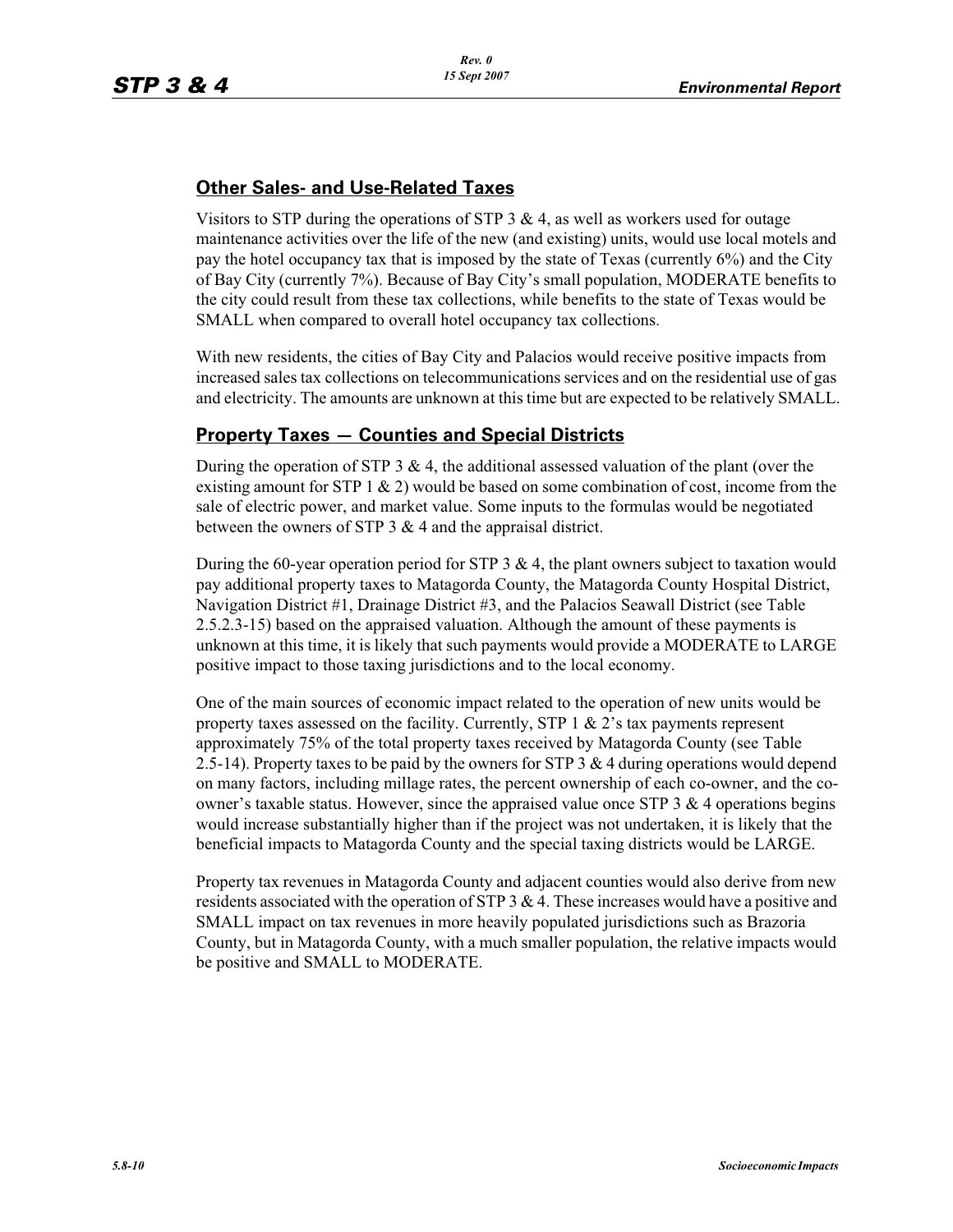## Other Sales- and Use-Related Taxes

Visitors to STP during the operations of STP 3 & 4, as well as workers used for outage maintenance activities over the life of the new (and existing) units, would use local motels and pay the hotel occupancy tax that is imposed by the state of Texas (currently 6%) and the City of Bay City (currently 7%). Because of Bay City's small population, MODERATE benefits to the city could result from these tax collections, while benefits to the state of Texas would be SMALL when compared to overall hotel occupancy tax collections.

With new residents, the cities of Bay City and Palacios would receive positive impacts from increased sales tax collections on telecommunications services and on the residential use of gas and electricity. The amounts are unknown at this time but are expected to be relatively SMALL.

## Property Taxes — Counties and Special Districts

During the operation of STP 3 & 4, the additional assessed valuation of the plant (over the existing amount for STP 1 & 2) would be based on some combination of cost, income from the sale of electric power, and market value. Some inputs to the formulas would be negotiated between the owners of STP 3 & 4 and the appraisal district.

During the 60-year operation period for STP 3 & 4, the plant owners subject to taxation would pay additional property taxes to Matagorda County, the Matagorda County Hospital District, Navigation District #1, Drainage District #3, and the Palacios Seawall District (see Table 2.5.2.3-15) based on the appraised valuation. Although the amount of these payments is unknown at this time, it is likely that such payments would provide a MODERATE to LARGE positive impact to those taxing jurisdictions and to the local economy.

One of the main sources of economic impact related to the operation of new units would be property taxes assessed on the facility. Currently, STP 1 & 2's tax payments represent approximately 75% of the total property taxes received by Matagorda County (see Table 2.5-14). Property taxes to be paid by the owners for STP 3 & 4 during operations would depend on many factors, including millage rates, the percent ownership of each co-owner, and the co-owner's taxable status. However, since the appraised value once STP 3 & 4 operations begins would increase substantially higher than if the project was not undertaken, it is likely that the beneficial impacts to Matagorda County and the special taxing districts would be LARGE.

Property tax revenues in Matagorda County and adjacent counties would also derive from new residents associated with the operation of STP 3 & 4. These increases would have a positive and SMALL impact on tax revenues in more heavily populated jurisdictions such as Brazoria County, but in Matagorda County, with a much smaller population, the relative impacts would be positive and SMALL to MODERATE.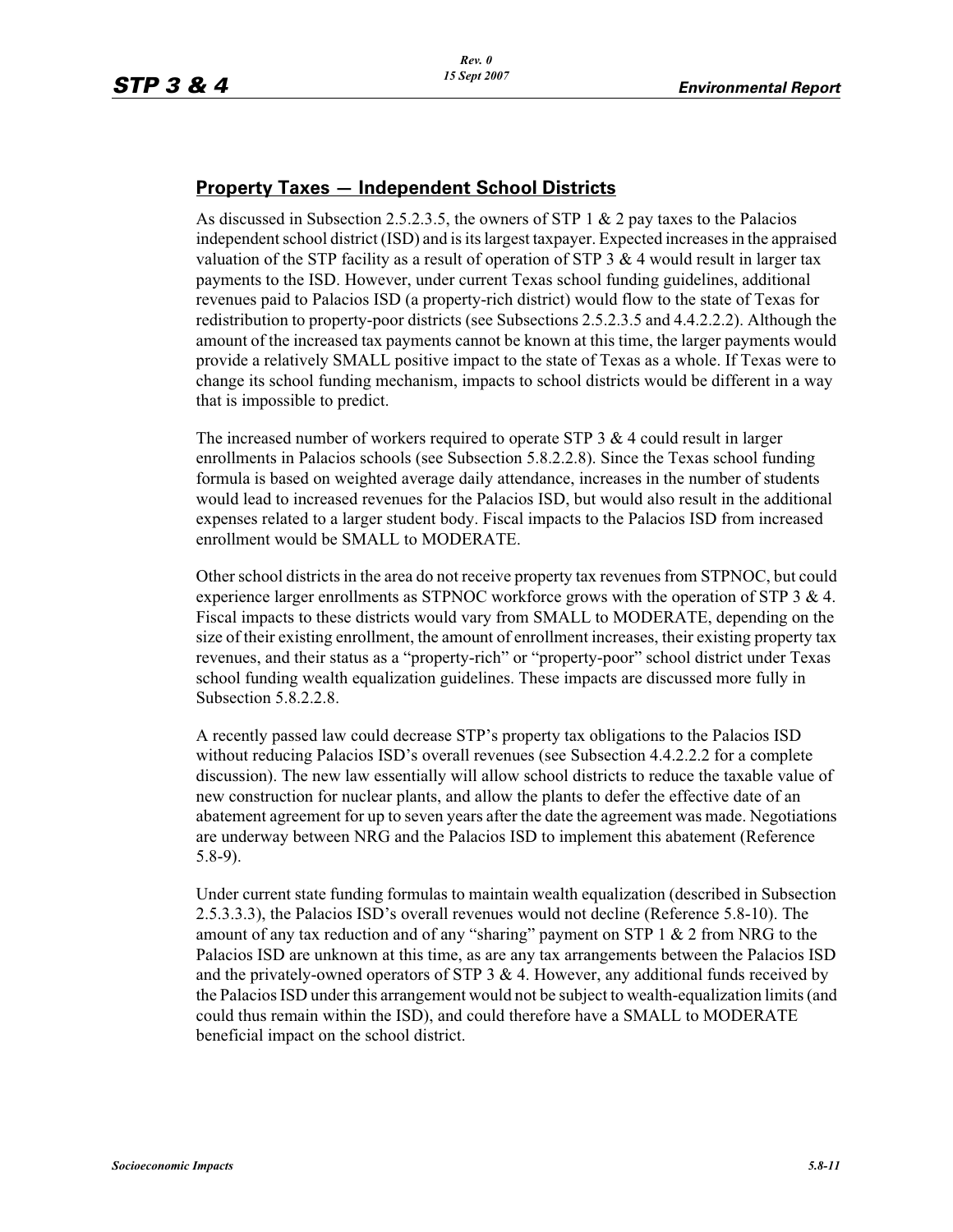## Property Taxes — Independent School Districts

As discussed in Subsection 2.5.2.3.5, the owners of STP 1 & 2 pay taxes to the Palacios independent school district (ISD) and is its largest taxpayer. Expected increases in the appraised valuation of the STP facility as a result of operation of STP 3 & 4 would result in larger tax payments to the ISD. However, under current Texas school funding guidelines, additional revenues paid to Palacios ISD (a property-rich district) would flow to the state of Texas for redistribution to property-poor districts (see Subsections 2.5.2.3.5 and 4.4.2.2.2). Although the amount of the increased tax payments cannot be known at this time, the larger payments would provide a relatively SMALL positive impact to the state of Texas as a whole. If Texas were to change its school funding mechanism, impacts to school districts would be different in a way that is impossible to predict.

The increased number of workers required to operate STP 3 & 4 could result in larger enrollments in Palacios schools (see Subsection 5.8.2.2.8). Since the Texas school funding formula is based on weighted average daily attendance, increases in the number of students would lead to increased revenues for the Palacios ISD, but would also result in the additional expenses related to a larger student body. Fiscal impacts to the Palacios ISD from increased enrollment would be SMALL to MODERATE.

Other school districts in the area do not receive property tax revenues from STPNOC, but could experience larger enrollments as STPNOC workforce grows with the operation of STP 3 & 4. Fiscal impacts to these districts would vary from SMALL to MODERATE, depending on the size of their existing enrollment, the amount of enrollment increases, their existing property tax revenues, and their status as a "property-rich" or "property-poor" school district under Texas school funding wealth equalization guidelines. These impacts are discussed more fully in Subsection 5.8.2.2.8.

A recently passed law could decrease STP's property tax obligations to the Palacios ISD without reducing Palacios ISD's overall revenues (see Subsection 4.4.2.2.2 for a complete discussion). The new law essentially will allow school districts to reduce the taxable value of new construction for nuclear plants, and allow the plants to defer the effective date of an abatement agreement for up to seven years after the date the agreement was made. Negotiations are underway between NRG and the Palacios ISD to implement this abatement (Reference 5.8-9).

Under current state funding formulas to maintain wealth equalization (described in Subsection 2.5.3.3.3), the Palacios ISD's overall revenues would not decline (Reference 5.8-10). The amount of any tax reduction and of any "sharing" payment on STP 1 & 2 from NRG to the Palacios ISD are unknown at this time, as are any tax arrangements between the Palacios ISD and the privately-owned operators of STP 3 & 4. However, any additional funds received by the Palacios ISD under this arrangement would not be subject to wealth-equalization limits (and could thus remain within the ISD), and could therefore have a SMALL to MODERATE beneficial impact on the school district.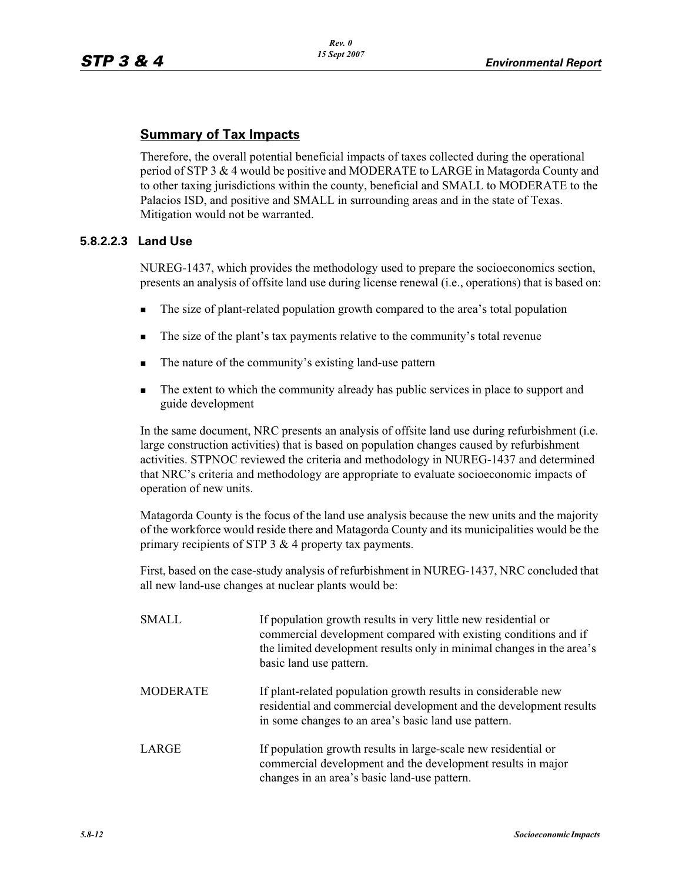## Summary of Tax Impacts

Therefore, the overall potential beneficial impacts of taxes collected during the operational period of STP 3 & 4 would be positive and MODERATE to LARGE in Matagorda County and to other taxing jurisdictions within the county, beneficial and SMALL to MODERATE to the Palacios ISD, and positive and SMALL in surrounding areas and in the state of Texas. Mitigation would not be warranted.

### 5.8.2.2.3 Land Use

NUREG-1437, which provides the methodology used to prepare the socioeconomics section, presents an analysis of offsite land use during license renewal (i.e., operations) that is based on:

- The size of plant-related population growth compared to the area's total population
- The size of the plant's tax payments relative to the community's total revenue
- The nature of the community's existing land-use pattern
- The extent to which the community already has public services in place to support and guide development

In the same document, NRC presents an analysis of offsite land use during refurbishment (i.e. large construction activities) that is based on population changes caused by refurbishment activities. STPNOC reviewed the criteria and methodology in NUREG-1437 and determined that NRC's criteria and methodology are appropriate to evaluate socioeconomic impacts of operation of new units.

Matagorda County is the focus of the land use analysis because the new units and the majority of the workforce would reside there and Matagorda County and its municipalities would be the primary recipients of STP 3 & 4 property tax payments.

First, based on the case-study analysis of refurbishment in NUREG-1437, NRC concluded that all new land-use changes at nuclear plants would be:

| | |
|---|---|
| SMALL | If population growth results in very little new residential or commercial development compared with existing conditions and if the limited development results only in minimal changes in the area's basic land use pattern. |
| MODERATE | If plant-related population growth results in considerable new residential and commercial development and the development results in some changes to an area's basic land use pattern. |
| LARGE | If population growth results in large-scale new residential or commercial development and the development results in major changes in an area's basic land-use pattern. |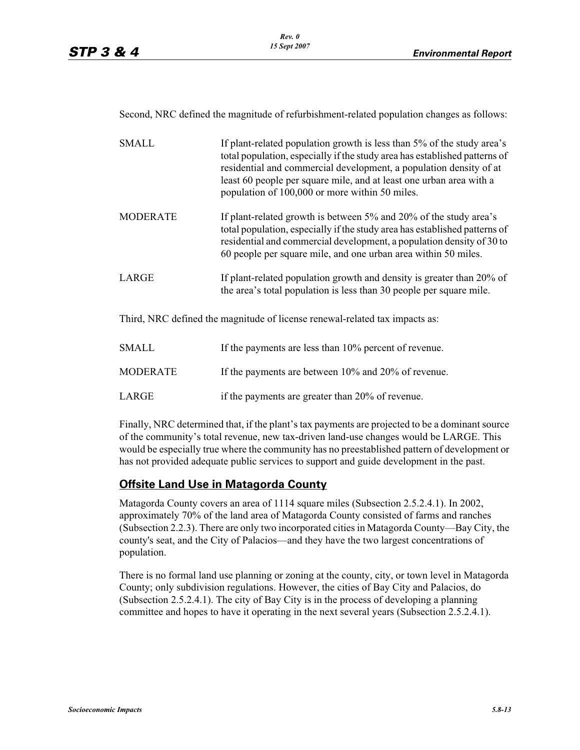Second, NRC defined the magnitude of refurbishment-related population changes as follows:

| | |
|---|---|
| SMALL | If plant-related population growth is less than 5% of the study area's total population, especially if the study area has established patterns of residential and commercial development, a population density of at least 60 people per square mile, and at least one urban area with a population of 100,000 or more within 50 miles. |
| MODERATE | If plant-related growth is between 5% and 20% of the study area's total population, especially if the study area has established patterns of residential and commercial development, a population density of 30 to 60 people per square mile, and one urban area within 50 miles. |
| LARGE | If plant-related population growth and density is greater than 20% of the area's total population is less than 30 people per square mile. |

Third, NRC defined the magnitude of license renewal-related tax impacts as:

| | |
|---|---|
| SMALL | If the payments are less than 10% percent of revenue. |
| MODERATE | If the payments are between 10% and 20% of revenue. |
| LARGE | if the payments are greater than 20% of revenue. |

Finally, NRC determined that, if the plant's tax payments are projected to be a dominant source of the community's total revenue, new tax-driven land-use changes would be LARGE. This would be especially true where the community has no preestablished pattern of development or has not provided adequate public services to support and guide development in the past.

## Offsite Land Use in Matagorda County

Matagorda County covers an area of 1114 square miles (Subsection 2.5.2.4.1). In 2002, approximately 70% of the land area of Matagorda County consisted of farms and ranches (Subsection 2.2.3). There are only two incorporated cities in Matagorda County—Bay City, the county's seat, and the City of Palacios—and they have the two largest concentrations of population.

There is no formal land use planning or zoning at the county, city, or town level in Matagorda County; only subdivision regulations. However, the cities of Bay City and Palacios, do (Subsection 2.5.2.4.1). The city of Bay City is in the process of developing a planning committee and hopes to have it operating in the next several years (Subsection 2.5.2.4.1).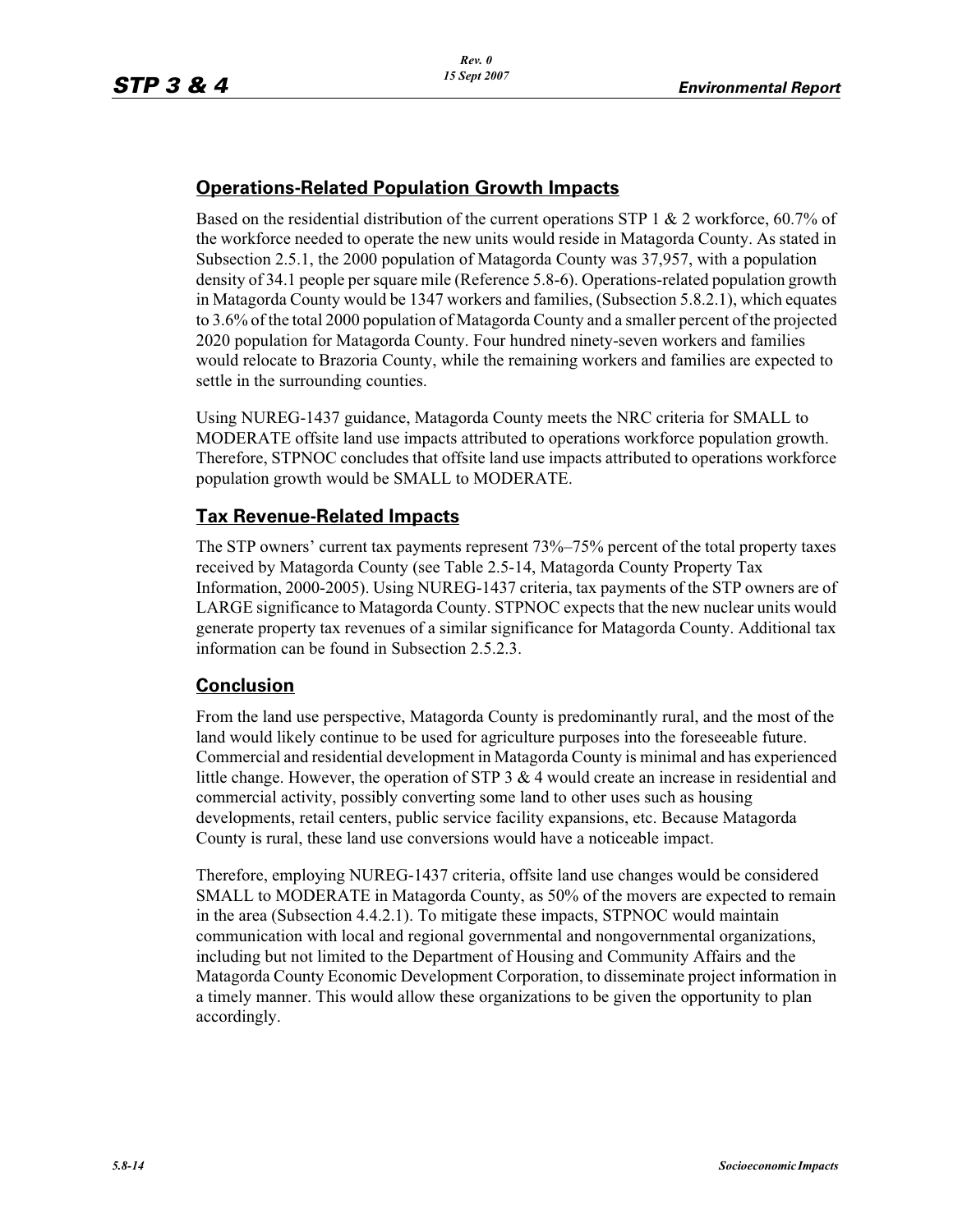## Operations-Related Population Growth Impacts

Based on the residential distribution of the current operations STP 1 & 2 workforce, 60.7% of the workforce needed to operate the new units would reside in Matagorda County. As stated in Subsection 2.5.1, the 2000 population of Matagorda County was 37,957, with a population density of 34.1 people per square mile (Reference 5.8-6). Operations-related population growth in Matagorda County would be 1347 workers and families, (Subsection 5.8.2.1), which equates to 3.6% of the total 2000 population of Matagorda County and a smaller percent of the projected 2020 population for Matagorda County. Four hundred ninety-seven workers and families would relocate to Brazoria County, while the remaining workers and families are expected to settle in the surrounding counties.

Using NUREG-1437 guidance, Matagorda County meets the NRC criteria for SMALL to MODERATE offsite land use impacts attributed to operations workforce population growth. Therefore, STPNOC concludes that offsite land use impacts attributed to operations workforce population growth would be SMALL to MODERATE.

## Tax Revenue-Related Impacts

The STP owners' current tax payments represent 73%–75% percent of the total property taxes received by Matagorda County (see Table 2.5-14, Matagorda County Property Tax Information, 2000-2005). Using NUREG-1437 criteria, tax payments of the STP owners are of LARGE significance to Matagorda County. STPNOC expects that the new nuclear units would generate property tax revenues of a similar significance for Matagorda County. Additional tax information can be found in Subsection 2.5.2.3.

## Conclusion

From the land use perspective, Matagorda County is predominantly rural, and the most of the land would likely continue to be used for agriculture purposes into the foreseeable future. Commercial and residential development in Matagorda County is minimal and has experienced little change. However, the operation of STP 3 & 4 would create an increase in residential and commercial activity, possibly converting some land to other uses such as housing developments, retail centers, public service facility expansions, etc. Because Matagorda County is rural, these land use conversions would have a noticeable impact.

Therefore, employing NUREG-1437 criteria, offsite land use changes would be considered SMALL to MODERATE in Matagorda County, as 50% of the movers are expected to remain in the area (Subsection 4.4.2.1). To mitigate these impacts, STPNOC would maintain communication with local and regional governmental and nongovernmental organizations, including but not limited to the Department of Housing and Community Affairs and the Matagorda County Economic Development Corporation, to disseminate project information in a timely manner. This would allow these organizations to be given the opportunity to plan accordingly.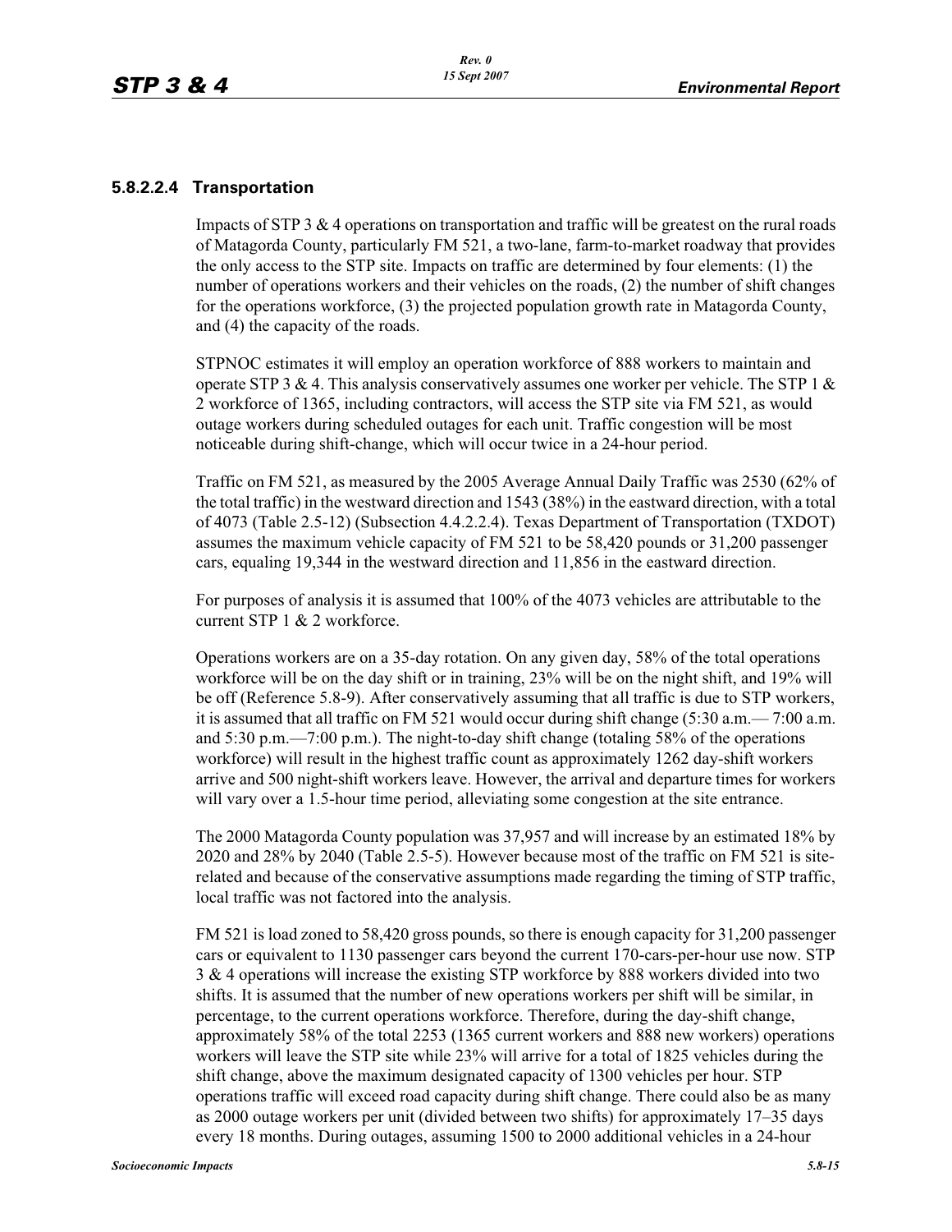### 5.8.2.2.4 Transportation

Impacts of STP 3 & 4 operations on transportation and traffic will be greatest on the rural roads of Matagorda County, particularly FM 521, a two-lane, farm-to-market roadway that provides the only access to the STP site. Impacts on traffic are determined by four elements: (1) the number of operations workers and their vehicles on the roads, (2) the number of shift changes for the operations workforce, (3) the projected population growth rate in Matagorda County, and (4) the capacity of the roads.

STPNOC estimates it will employ an operation workforce of 888 workers to maintain and operate STP 3 & 4. This analysis conservatively assumes one worker per vehicle. The STP 1 & 2 workforce of 1365, including contractors, will access the STP site via FM 521, as would outage workers during scheduled outages for each unit. Traffic congestion will be most noticeable during shift-change, which will occur twice in a 24-hour period.

Traffic on FM 521, as measured by the 2005 Average Annual Daily Traffic was 2530 (62% of the total traffic) in the westward direction and 1543 (38%) in the eastward direction, with a total of 4073 (Table 2.5-12) (Subsection 4.4.2.2.4). Texas Department of Transportation (TXDOT) assumes the maximum vehicle capacity of FM 521 to be 58,420 pounds or 31,200 passenger cars, equaling 19,344 in the westward direction and 11,856 in the eastward direction.

For purposes of analysis it is assumed that 100% of the 4073 vehicles are attributable to the current STP 1 & 2 workforce.

Operations workers are on a 35-day rotation. On any given day, 58% of the total operations workforce will be on the day shift or in training, 23% will be on the night shift, and 19% will be off (Reference 5.8-9). After conservatively assuming that all traffic is due to STP workers, it is assumed that all traffic on FM 521 would occur during shift change (5:30 a.m.— 7:00 a.m. and 5:30 p.m.—7:00 p.m.). The night-to-day shift change (totaling 58% of the operations workforce) will result in the highest traffic count as approximately 1262 day-shift workers arrive and 500 night-shift workers leave. However, the arrival and departure times for workers will vary over a 1.5-hour time period, alleviating some congestion at the site entrance.

The 2000 Matagorda County population was 37,957 and will increase by an estimated 18% by 2020 and 28% by 2040 (Table 2.5-5). However because most of the traffic on FM 521 is site-related and because of the conservative assumptions made regarding the timing of STP traffic, local traffic was not factored into the analysis.

FM 521 is load zoned to 58,420 gross pounds, so there is enough capacity for 31,200 passenger cars or equivalent to 1130 passenger cars beyond the current 170-cars-per-hour use now. STP 3 & 4 operations will increase the existing STP workforce by 888 workers divided into two shifts. It is assumed that the number of new operations workers per shift will be similar, in percentage, to the current operations workforce. Therefore, during the day-shift change, approximately 58% of the total 2253 (1365 current workers and 888 new workers) operations workers will leave the STP site while 23% will arrive for a total of 1825 vehicles during the shift change, above the maximum designated capacity of 1300 vehicles per hour. STP operations traffic will exceed road capacity during shift change. There could also be as many as 2000 outage workers per unit (divided between two shifts) for approximately 17–35 days every 18 months. During outages, assuming 1500 to 2000 additional vehicles in a 24-hour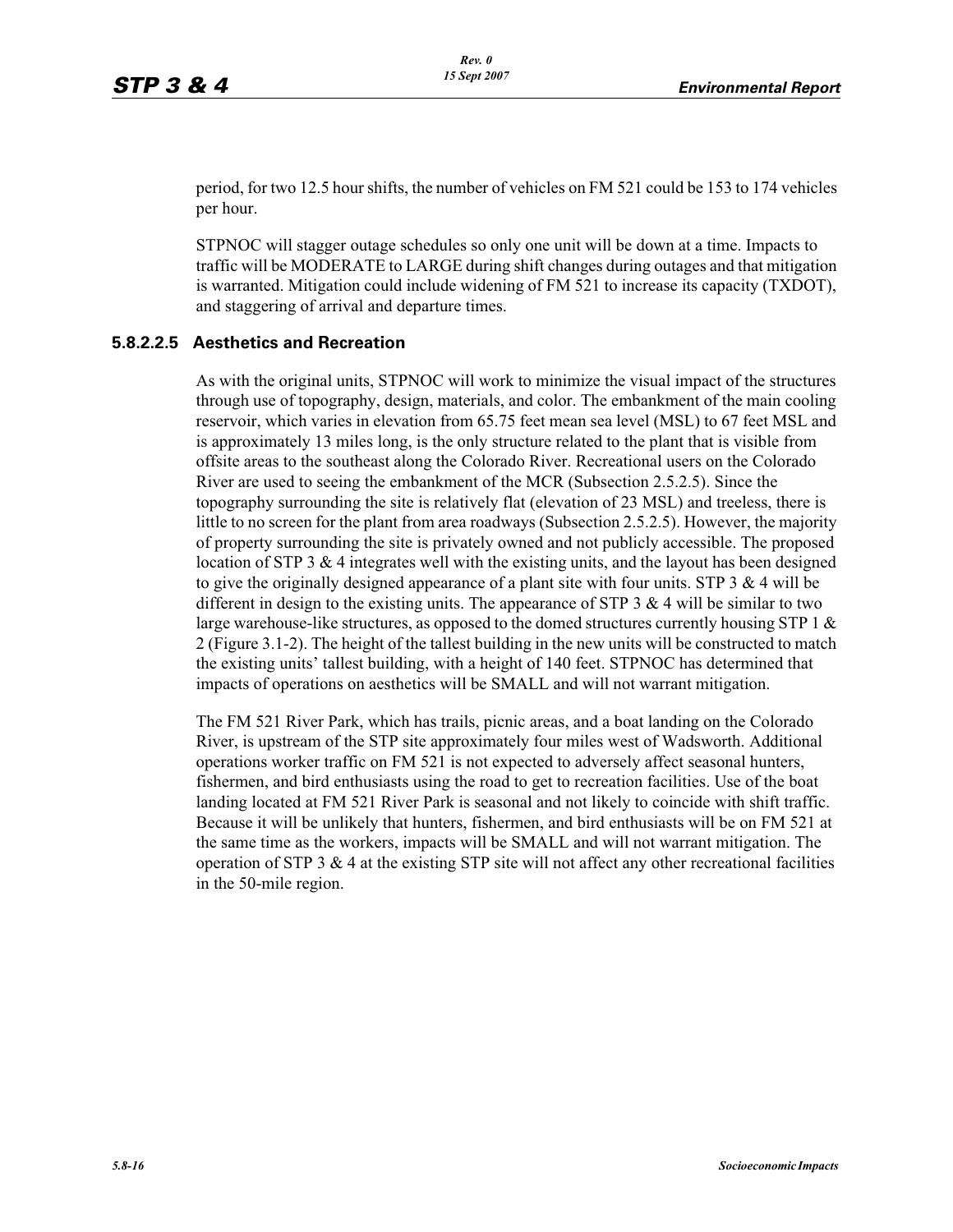period, for two 12.5 hour shifts, the number of vehicles on FM 521 could be 153 to 174 vehicles per hour.

STPNOC will stagger outage schedules so only one unit will be down at a time. Impacts to traffic will be MODERATE to LARGE during shift changes during outages and that mitigation is warranted. Mitigation could include widening of FM 521 to increase its capacity (TXDOT), and staggering of arrival and departure times.

#### 5.8.2.2.5 Aesthetics and Recreation

As with the original units, STPNOC will work to minimize the visual impact of the structures through use of topography, design, materials, and color. The embankment of the main cooling reservoir, which varies in elevation from 65.75 feet mean sea level (MSL) to 67 feet MSL and is approximately 13 miles long, is the only structure related to the plant that is visible from offsite areas to the southeast along the Colorado River. Recreational users on the Colorado River are used to seeing the embankment of the MCR (Subsection 2.5.2.5). Since the topography surrounding the site is relatively flat (elevation of 23 MSL) and treeless, there is little to no screen for the plant from area roadways (Subsection 2.5.2.5). However, the majority of property surrounding the site is privately owned and not publicly accessible. The proposed location of STP 3 & 4 integrates well with the existing units, and the layout has been designed to give the originally designed appearance of a plant site with four units. STP 3 & 4 will be different in design to the existing units. The appearance of STP 3 & 4 will be similar to two large warehouse-like structures, as opposed to the domed structures currently housing STP 1 & 2 (Figure 3.1-2). The height of the tallest building in the new units will be constructed to match the existing units' tallest building, with a height of 140 feet. STPNOC has determined that impacts of operations on aesthetics will be SMALL and will not warrant mitigation.

The FM 521 River Park, which has trails, picnic areas, and a boat landing on the Colorado River, is upstream of the STP site approximately four miles west of Wadsworth. Additional operations worker traffic on FM 521 is not expected to adversely affect seasonal hunters, fishermen, and bird enthusiasts using the road to get to recreation facilities. Use of the boat landing located at FM 521 River Park is seasonal and not likely to coincide with shift traffic. Because it will be unlikely that hunters, fishermen, and bird enthusiasts will be on FM 521 at the same time as the workers, impacts will be SMALL and will not warrant mitigation. The operation of STP 3 & 4 at the existing STP site will not affect any other recreational facilities in the 50-mile region.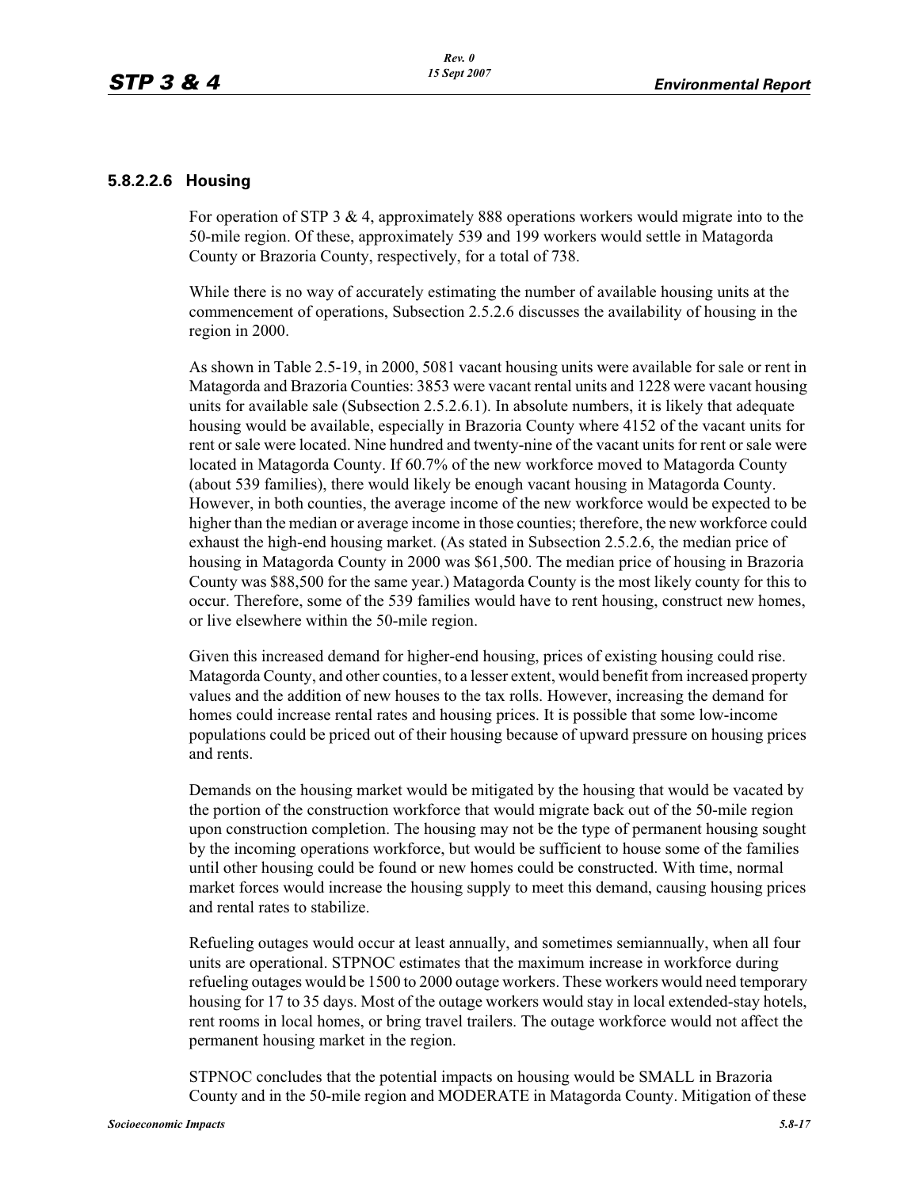#### 5.8.2.2.6 Housing

For operation of STP 3 & 4, approximately 888 operations workers would migrate into to the 50-mile region. Of these, approximately 539 and 199 workers would settle in Matagorda County or Brazoria County, respectively, for a total of 738.

While there is no way of accurately estimating the number of available housing units at the commencement of operations, Subsection 2.5.2.6 discusses the availability of housing in the region in 2000.

As shown in Table 2.5-19, in 2000, 5081 vacant housing units were available for sale or rent in Matagorda and Brazoria Counties: 3853 were vacant rental units and 1228 were vacant housing units for available sale (Subsection 2.5.2.6.1). In absolute numbers, it is likely that adequate housing would be available, especially in Brazoria County where 4152 of the vacant units for rent or sale were located. Nine hundred and twenty-nine of the vacant units for rent or sale were located in Matagorda County. If 60.7% of the new workforce moved to Matagorda County (about 539 families), there would likely be enough vacant housing in Matagorda County. However, in both counties, the average income of the new workforce would be expected to be higher than the median or average income in those counties; therefore, the new workforce could exhaust the high-end housing market. (As stated in Subsection 2.5.2.6, the median price of housing in Matagorda County in 2000 was $61,500. The median price of housing in Brazoria County was $88,500 for the same year.) Matagorda County is the most likely county for this to occur. Therefore, some of the 539 families would have to rent housing, construct new homes, or live elsewhere within the 50-mile region.

Given this increased demand for higher-end housing, prices of existing housing could rise. Matagorda County, and other counties, to a lesser extent, would benefit from increased property values and the addition of new houses to the tax rolls. However, increasing the demand for homes could increase rental rates and housing prices. It is possible that some low-income populations could be priced out of their housing because of upward pressure on housing prices and rents.

Demands on the housing market would be mitigated by the housing that would be vacated by the portion of the construction workforce that would migrate back out of the 50-mile region upon construction completion. The housing may not be the type of permanent housing sought by the incoming operations workforce, but would be sufficient to house some of the families until other housing could be found or new homes could be constructed. With time, normal market forces would increase the housing supply to meet this demand, causing housing prices and rental rates to stabilize.

Refueling outages would occur at least annually, and sometimes semiannually, when all four units are operational. STPNOC estimates that the maximum increase in workforce during refueling outages would be 1500 to 2000 outage workers. These workers would need temporary housing for 17 to 35 days. Most of the outage workers would stay in local extended-stay hotels, rent rooms in local homes, or bring travel trailers. The outage workforce would not affect the permanent housing market in the region.

STPNOC concludes that the potential impacts on housing would be SMALL in Brazoria County and in the 50-mile region and MODERATE in Matagorda County. Mitigation of these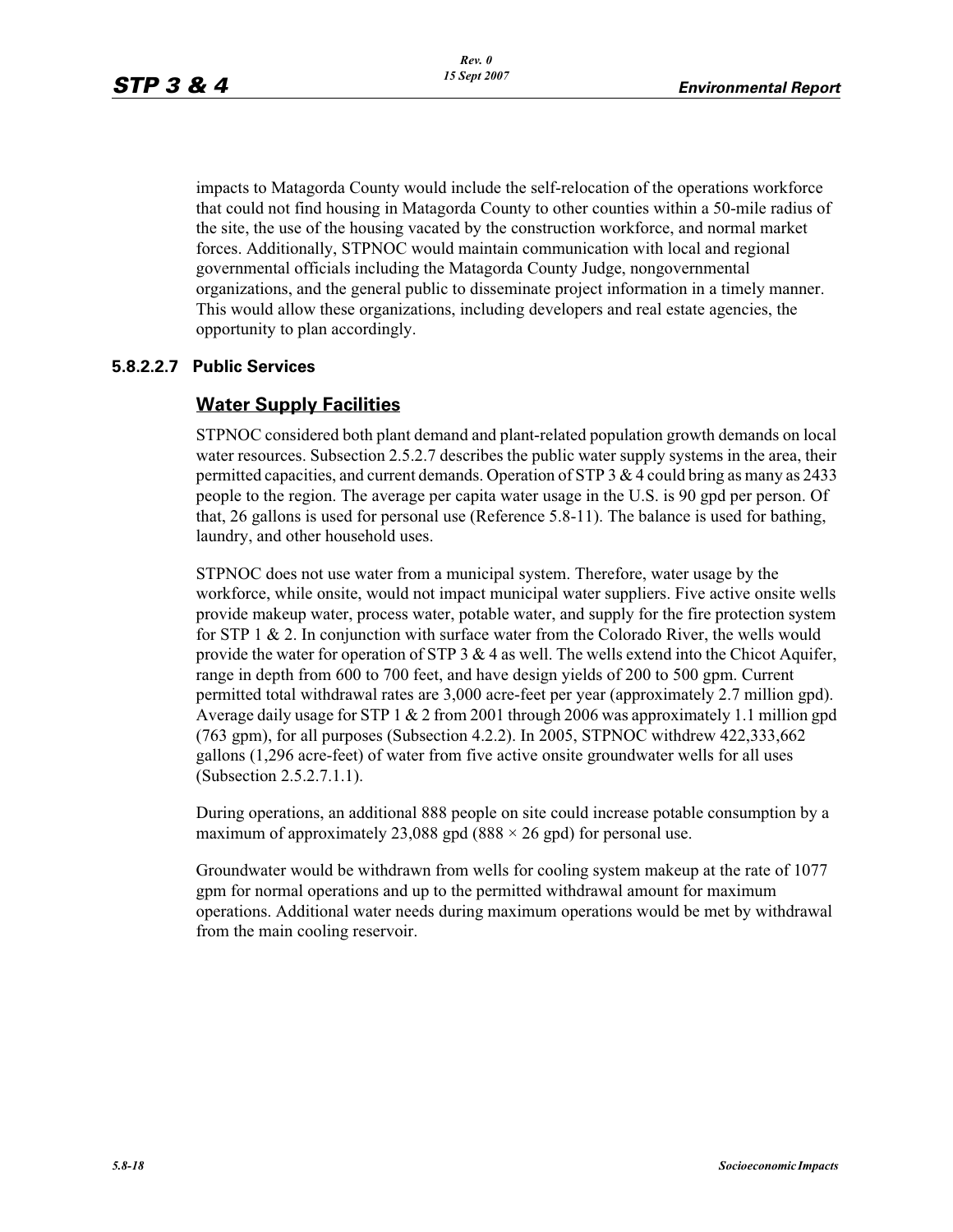impacts to Matagorda County would include the self-relocation of the operations workforce that could not find housing in Matagorda County to other counties within a 50-mile radius of the site, the use of the housing vacated by the construction workforce, and normal market forces. Additionally, STPNOC would maintain communication with local and regional governmental officials including the Matagorda County Judge, nongovernmental organizations, and the general public to disseminate project information in a timely manner. This would allow these organizations, including developers and real estate agencies, the opportunity to plan accordingly.

### 5.8.2.2.7 Public Services

#### Water Supply Facilities

STPNOC considered both plant demand and plant-related population growth demands on local water resources. Subsection 2.5.2.7 describes the public water supply systems in the area, their permitted capacities, and current demands. Operation of STP 3 & 4 could bring as many as 2433 people to the region. The average per capita water usage in the U.S. is 90 gpd per person. Of that, 26 gallons is used for personal use (Reference 5.8-11). The balance is used for bathing, laundry, and other household uses.

STPNOC does not use water from a municipal system. Therefore, water usage by the workforce, while onsite, would not impact municipal water suppliers. Five active onsite wells provide makeup water, process water, potable water, and supply for the fire protection system for STP 1 & 2. In conjunction with surface water from the Colorado River, the wells would provide the water for operation of STP 3 & 4 as well. The wells extend into the Chicot Aquifer, range in depth from 600 to 700 feet, and have design yields of 200 to 500 gpm. Current permitted total withdrawal rates are 3,000 acre-feet per year (approximately 2.7 million gpd). Average daily usage for STP 1 & 2 from 2001 through 2006 was approximately 1.1 million gpd (763 gpm), for all purposes (Subsection 4.2.2). In 2005, STPNOC withdrew 422,333,662 gallons (1,296 acre-feet) of water from five active onsite groundwater wells for all uses (Subsection 2.5.2.7.1.1).

During operations, an additional 888 people on site could increase potable consumption by a maximum of approximately 23,088 gpd (888 × 26 gpd) for personal use.

Groundwater would be withdrawn from wells for cooling system makeup at the rate of 1077 gpm for normal operations and up to the permitted withdrawal amount for maximum operations. Additional water needs during maximum operations would be met by withdrawal from the main cooling reservoir.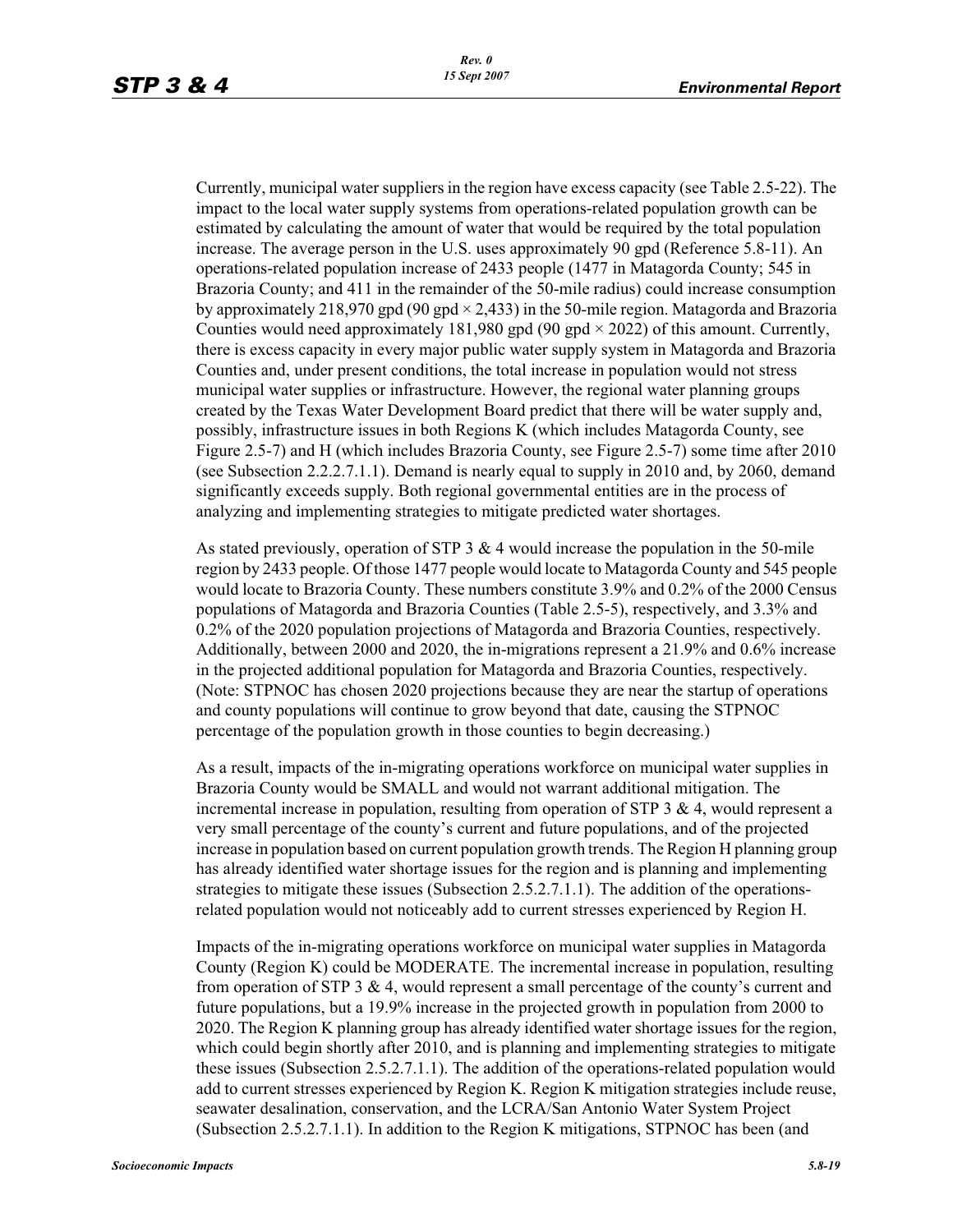Currently, municipal water suppliers in the region have excess capacity (see Table 2.5-22). The impact to the local water supply systems from operations-related population growth can be estimated by calculating the amount of water that would be required by the total population increase. The average person in the U.S. uses approximately 90 gpd (Reference 5.8-11). An operations-related population increase of 2433 people (1477 in Matagorda County; 545 in Brazoria County; and 411 in the remainder of the 50-mile radius) could increase consumption by approximately 218,970 gpd (90 gpd × 2,433) in the 50-mile region. Matagorda and Brazoria Counties would need approximately 181,980 gpd (90 gpd × 2022) of this amount. Currently, there is excess capacity in every major public water supply system in Matagorda and Brazoria Counties and, under present conditions, the total increase in population would not stress municipal water supplies or infrastructure. However, the regional water planning groups created by the Texas Water Development Board predict that there will be water supply and, possibly, infrastructure issues in both Regions K (which includes Matagorda County, see Figure 2.5-7) and H (which includes Brazoria County, see Figure 2.5-7) some time after 2010 (see Subsection 2.2.2.7.1.1). Demand is nearly equal to supply in 2010 and, by 2060, demand significantly exceeds supply. Both regional governmental entities are in the process of analyzing and implementing strategies to mitigate predicted water shortages.

As stated previously, operation of STP 3 & 4 would increase the population in the 50-mile region by 2433 people. Of those 1477 people would locate to Matagorda County and 545 people would locate to Brazoria County. These numbers constitute 3.9% and 0.2% of the 2000 Census populations of Matagorda and Brazoria Counties (Table 2.5-5), respectively, and 3.3% and 0.2% of the 2020 population projections of Matagorda and Brazoria Counties, respectively. Additionally, between 2000 and 2020, the in-migrations represent a 21.9% and 0.6% increase in the projected additional population for Matagorda and Brazoria Counties, respectively. (Note: STPNOC has chosen 2020 projections because they are near the startup of operations and county populations will continue to grow beyond that date, causing the STPNOC percentage of the population growth in those counties to begin decreasing.)

As a result, impacts of the in-migrating operations workforce on municipal water supplies in Brazoria County would be SMALL and would not warrant additional mitigation. The incremental increase in population, resulting from operation of STP 3 & 4, would represent a very small percentage of the county's current and future populations, and of the projected increase in population based on current population growth trends. The Region H planning group has already identified water shortage issues for the region and is planning and implementing strategies to mitigate these issues (Subsection 2.5.2.7.1.1). The addition of the operations-related population would not noticeably add to current stresses experienced by Region H.

Impacts of the in-migrating operations workforce on municipal water supplies in Matagorda County (Region K) could be MODERATE. The incremental increase in population, resulting from operation of STP 3 & 4, would represent a small percentage of the county's current and future populations, but a 19.9% increase in the projected growth in population from 2000 to 2020. The Region K planning group has already identified water shortage issues for the region, which could begin shortly after 2010, and is planning and implementing strategies to mitigate these issues (Subsection 2.5.2.7.1.1). The addition of the operations-related population would add to current stresses experienced by Region K. Region K mitigation strategies include reuse, seawater desalination, conservation, and the LCRA/San Antonio Water System Project (Subsection 2.5.2.7.1.1). In addition to the Region K mitigations, STPNOC has been (and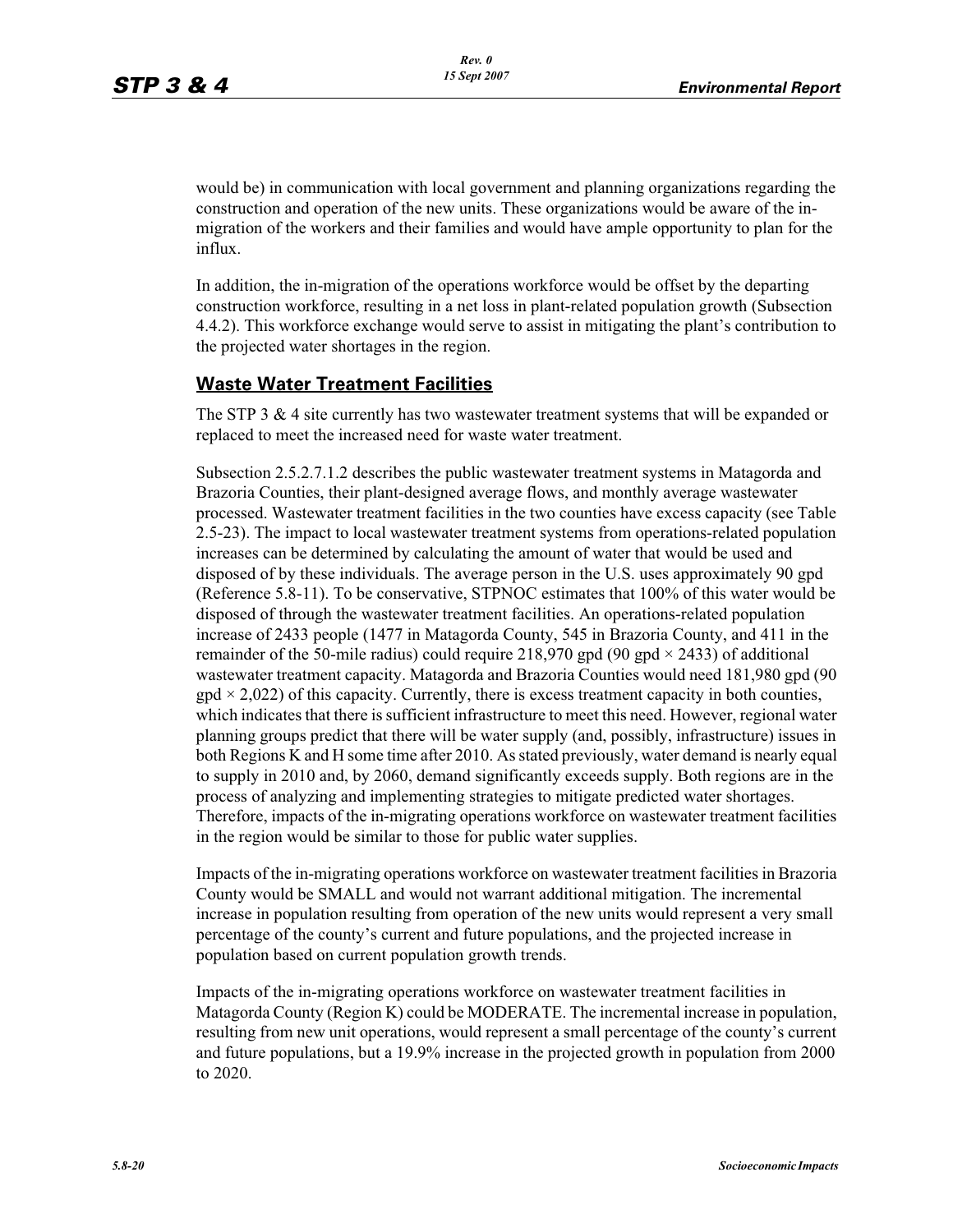would be) in communication with local government and planning organizations regarding the construction and operation of the new units. These organizations would be aware of the in-migration of the workers and their families and would have ample opportunity to plan for the influx.

In addition, the in-migration of the operations workforce would be offset by the departing construction workforce, resulting in a net loss in plant-related population growth (Subsection 4.4.2). This workforce exchange would serve to assist in mitigating the plant's contribution to the projected water shortages in the region.

## Waste Water Treatment Facilities

The STP 3 & 4 site currently has two wastewater treatment systems that will be expanded or replaced to meet the increased need for waste water treatment.

Subsection 2.5.2.7.1.2 describes the public wastewater treatment systems in Matagorda and Brazoria Counties, their plant-designed average flows, and monthly average wastewater processed. Wastewater treatment facilities in the two counties have excess capacity (see Table 2.5-23). The impact to local wastewater treatment systems from operations-related population increases can be determined by calculating the amount of water that would be used and disposed of by these individuals. The average person in the U.S. uses approximately 90 gpd (Reference 5.8-11). To be conservative, STPNOC estimates that 100% of this water would be disposed of through the wastewater treatment facilities. An operations-related population increase of 2433 people (1477 in Matagorda County, 545 in Brazoria County, and 411 in the remainder of the 50-mile radius) could require 218,970 gpd (90 gpd $\times$ 2433) of additional wastewater treatment capacity. Matagorda and Brazoria Counties would need 181,980 gpd (90 gpd $\times$ 2,022) of this capacity. Currently, there is excess treatment capacity in both counties, which indicates that there is sufficient infrastructure to meet this need. However, regional water planning groups predict that there will be water supply (and, possibly, infrastructure) issues in both Regions K and H some time after 2010. As stated previously, water demand is nearly equal to supply in 2010 and, by 2060, demand significantly exceeds supply. Both regions are in the process of analyzing and implementing strategies to mitigate predicted water shortages. Therefore, impacts of the in-migrating operations workforce on wastewater treatment facilities in the region would be similar to those for public water supplies.

Impacts of the in-migrating operations workforce on wastewater treatment facilities in Brazoria County would be SMALL and would not warrant additional mitigation. The incremental increase in population resulting from operation of the new units would represent a very small percentage of the county's current and future populations, and the projected increase in population based on current population growth trends.

Impacts of the in-migrating operations workforce on wastewater treatment facilities in Matagorda County (Region K) could be MODERATE. The incremental increase in population, resulting from new unit operations, would represent a small percentage of the county's current and future populations, but a 19.9% increase in the projected growth in population from 2000 to 2020.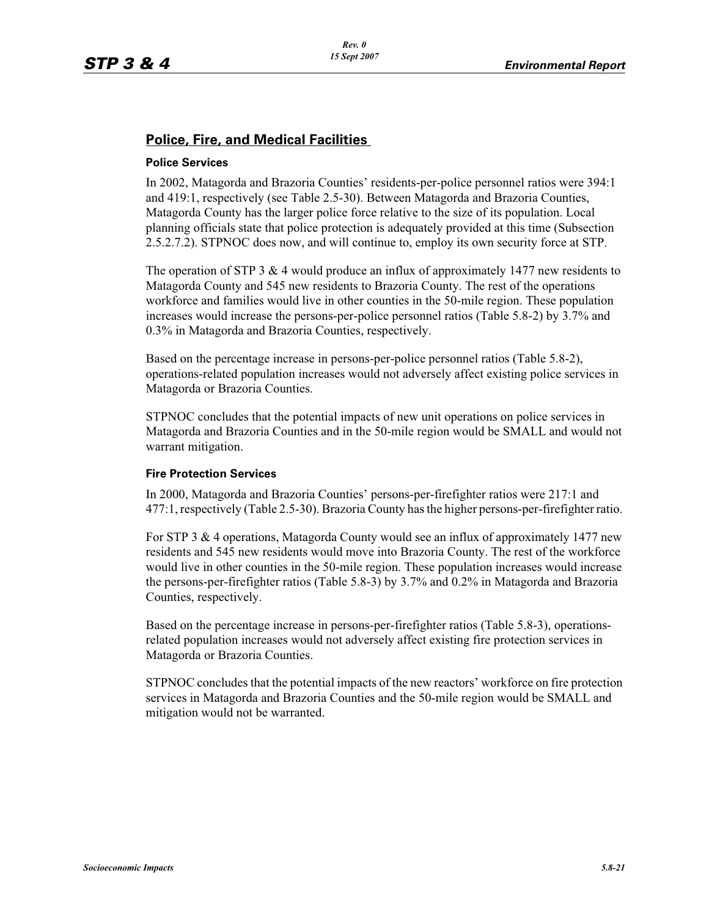## Police, Fire, and Medical Facilities

#### Police Services

In 2002, Matagorda and Brazoria Counties' residents-per-police personnel ratios were 394:1 and 419:1, respectively (see Table 2.5-30). Between Matagorda and Brazoria Counties, Matagorda County has the larger police force relative to the size of its population. Local planning officials state that police protection is adequately provided at this time (Subsection 2.5.2.7.2). STPNOC does now, and will continue to, employ its own security force at STP.

The operation of STP 3 & 4 would produce an influx of approximately 1477 new residents to Matagorda County and 545 new residents to Brazoria County. The rest of the operations workforce and families would live in other counties in the 50-mile region. These population increases would increase the persons-per-police personnel ratios (Table 5.8-2) by 3.7% and 0.3% in Matagorda and Brazoria Counties, respectively.

Based on the percentage increase in persons-per-police personnel ratios (Table 5.8-2), operations-related population increases would not adversely affect existing police services in Matagorda or Brazoria Counties.

STPNOC concludes that the potential impacts of new unit operations on police services in Matagorda and Brazoria Counties and in the 50-mile region would be SMALL and would not warrant mitigation.

#### Fire Protection Services

In 2000, Matagorda and Brazoria Counties' persons-per-firefighter ratios were 217:1 and 477:1, respectively (Table 2.5-30). Brazoria County has the higher persons-per-firefighter ratio.

For STP 3 & 4 operations, Matagorda County would see an influx of approximately 1477 new residents and 545 new residents would move into Brazoria County. The rest of the workforce would live in other counties in the 50-mile region. These population increases would increase the persons-per-firefighter ratios (Table 5.8-3) by 3.7% and 0.2% in Matagorda and Brazoria Counties, respectively.

Based on the percentage increase in persons-per-firefighter ratios (Table 5.8-3), operations-related population increases would not adversely affect existing fire protection services in Matagorda or Brazoria Counties.

STPNOC concludes that the potential impacts of the new reactors' workforce on fire protection services in Matagorda and Brazoria Counties and the 50-mile region would be SMALL and mitigation would not be warranted.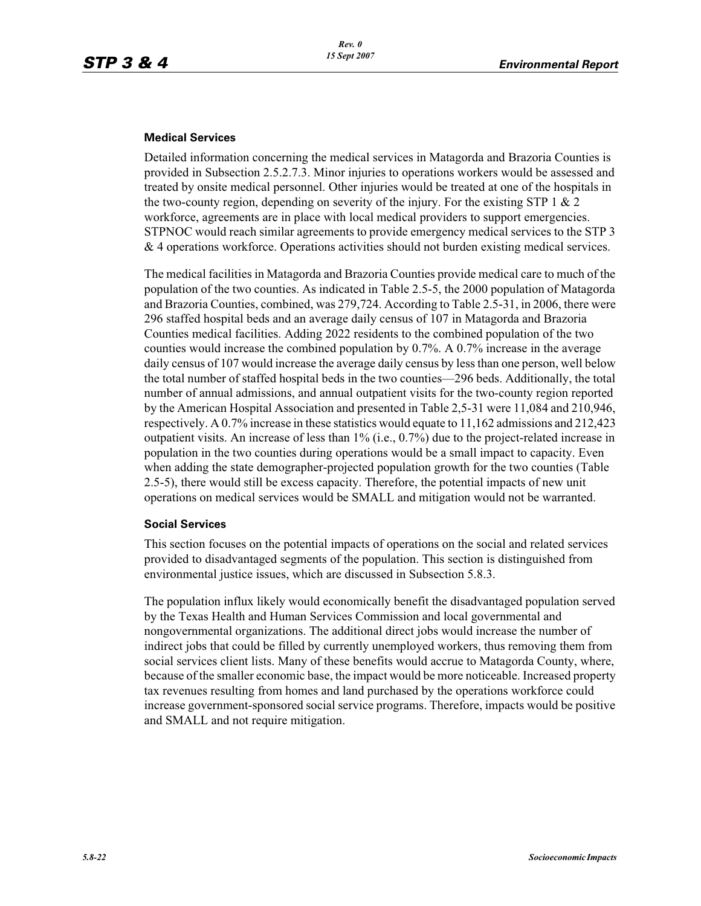### Medical Services

Detailed information concerning the medical services in Matagorda and Brazoria Counties is provided in Subsection 2.5.2.7.3. Minor injuries to operations workers would be assessed and treated by onsite medical personnel. Other injuries would be treated at one of the hospitals in the two-county region, depending on severity of the injury. For the existing STP 1 & 2 workforce, agreements are in place with local medical providers to support emergencies. STPNOC would reach similar agreements to provide emergency medical services to the STP 3 & 4 operations workforce. Operations activities should not burden existing medical services.

The medical facilities in Matagorda and Brazoria Counties provide medical care to much of the population of the two counties. As indicated in Table 2.5-5, the 2000 population of Matagorda and Brazoria Counties, combined, was 279,724. According to Table 2.5-31, in 2006, there were 296 staffed hospital beds and an average daily census of 107 in Matagorda and Brazoria Counties medical facilities. Adding 2022 residents to the combined population of the two counties would increase the combined population by 0.7%. A 0.7% increase in the average daily census of 107 would increase the average daily census by less than one person, well below the total number of staffed hospital beds in the two counties—296 beds. Additionally, the total number of annual admissions, and annual outpatient visits for the two-county region reported by the American Hospital Association and presented in Table 2,5-31 were 11,084 and 210,946, respectively. A 0.7% increase in these statistics would equate to 11,162 admissions and 212,423 outpatient visits. An increase of less than 1% (i.e., 0.7%) due to the project-related increase in population in the two counties during operations would be a small impact to capacity. Even when adding the state demographer-projected population growth for the two counties (Table 2.5-5), there would still be excess capacity. Therefore, the potential impacts of new unit operations on medical services would be SMALL and mitigation would not be warranted.

### Social Services

This section focuses on the potential impacts of operations on the social and related services provided to disadvantaged segments of the population. This section is distinguished from environmental justice issues, which are discussed in Subsection 5.8.3.

The population influx likely would economically benefit the disadvantaged population served by the Texas Health and Human Services Commission and local governmental and nongovernmental organizations. The additional direct jobs would increase the number of indirect jobs that could be filled by currently unemployed workers, thus removing them from social services client lists. Many of these benefits would accrue to Matagorda County, where, because of the smaller economic base, the impact would be more noticeable. Increased property tax revenues resulting from homes and land purchased by the operations workforce could increase government-sponsored social service programs. Therefore, impacts would be positive and SMALL and not require mitigation.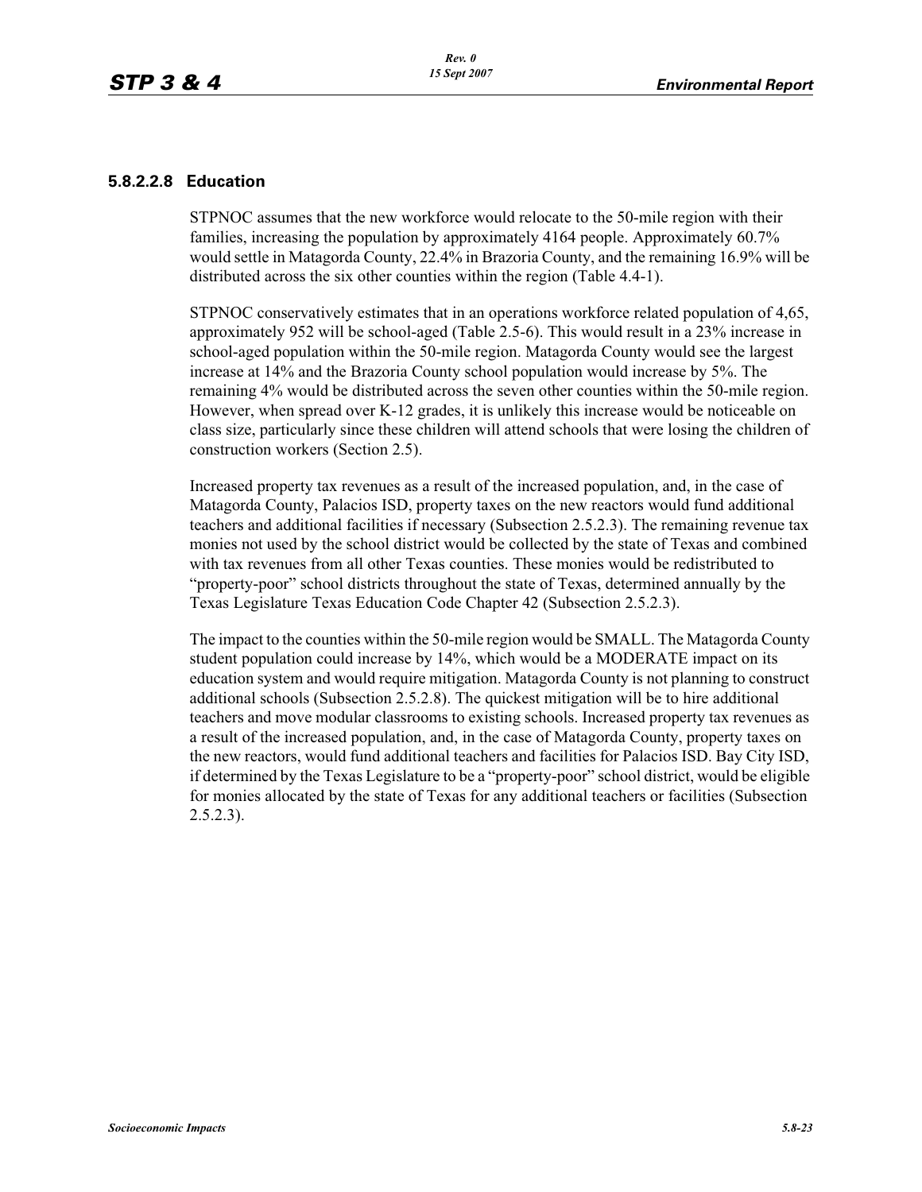#### 5.8.2.2.8 Education

STPNOC assumes that the new workforce would relocate to the 50-mile region with their families, increasing the population by approximately 4164 people. Approximately 60.7% would settle in Matagorda County, 22.4% in Brazoria County, and the remaining 16.9% will be distributed across the six other counties within the region (Table 4.4-1).

STPNOC conservatively estimates that in an operations workforce related population of 4,65, approximately 952 will be school-aged (Table 2.5-6). This would result in a 23% increase in school-aged population within the 50-mile region. Matagorda County would see the largest increase at 14% and the Brazoria County school population would increase by 5%. The remaining 4% would be distributed across the seven other counties within the 50-mile region. However, when spread over K-12 grades, it is unlikely this increase would be noticeable on class size, particularly since these children will attend schools that were losing the children of construction workers (Section 2.5).

Increased property tax revenues as a result of the increased population, and, in the case of Matagorda County, Palacios ISD, property taxes on the new reactors would fund additional teachers and additional facilities if necessary (Subsection 2.5.2.3). The remaining revenue tax monies not used by the school district would be collected by the state of Texas and combined with tax revenues from all other Texas counties. These monies would be redistributed to "property-poor" school districts throughout the state of Texas, determined annually by the Texas Legislature Texas Education Code Chapter 42 (Subsection 2.5.2.3).

The impact to the counties within the 50-mile region would be SMALL. The Matagorda County student population could increase by 14%, which would be a MODERATE impact on its education system and would require mitigation. Matagorda County is not planning to construct additional schools (Subsection 2.5.2.8). The quickest mitigation will be to hire additional teachers and move modular classrooms to existing schools. Increased property tax revenues as a result of the increased population, and, in the case of Matagorda County, property taxes on the new reactors, would fund additional teachers and facilities for Palacios ISD. Bay City ISD, if determined by the Texas Legislature to be a "property-poor" school district, would be eligible for monies allocated by the state of Texas for any additional teachers or facilities (Subsection 2.5.2.3).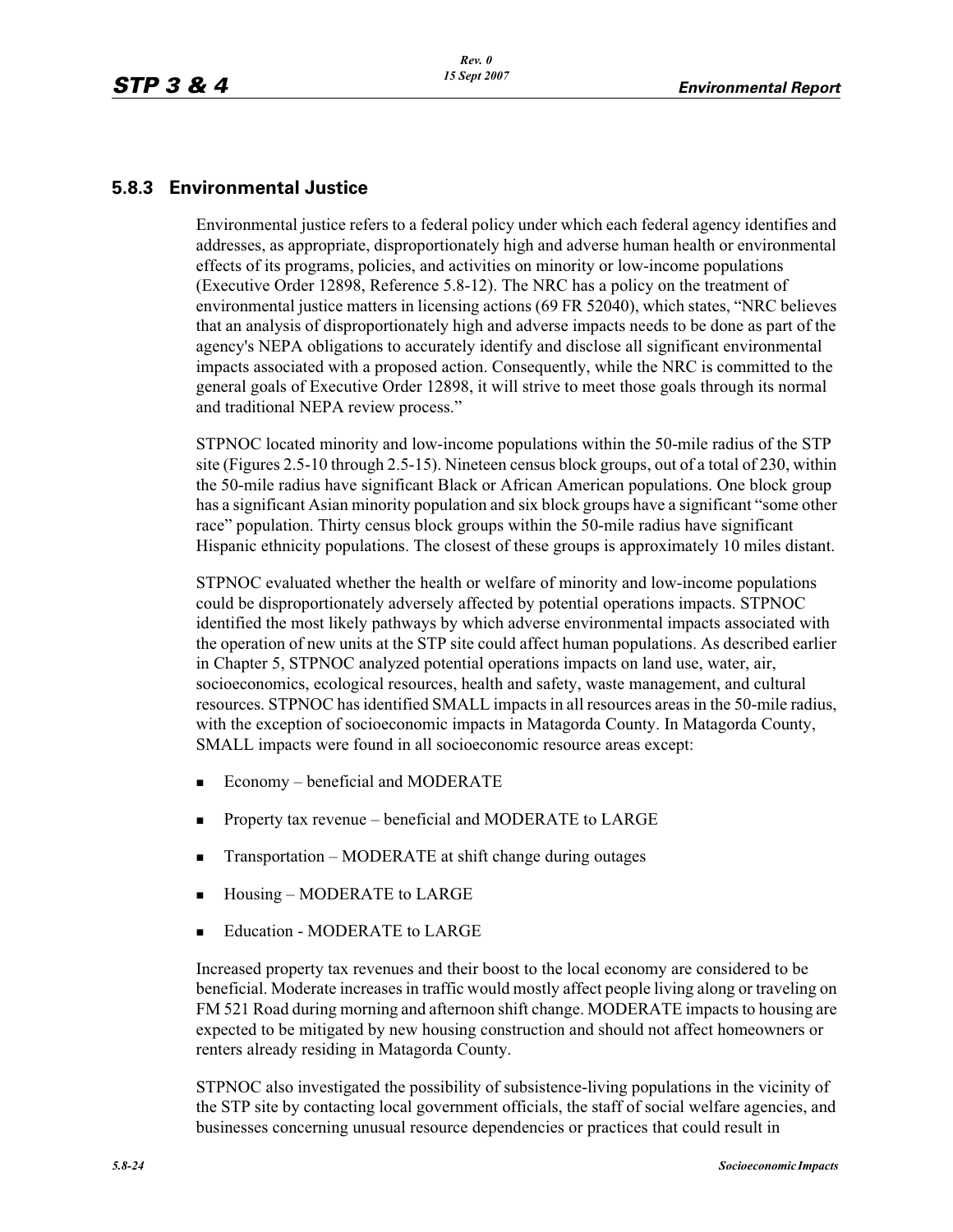### 5.8.3 Environmental Justice

Environmental justice refers to a federal policy under which each federal agency identifies and addresses, as appropriate, disproportionately high and adverse human health or environmental effects of its programs, policies, and activities on minority or low-income populations (Executive Order 12898, Reference 5.8-12). The NRC has a policy on the treatment of environmental justice matters in licensing actions (69 FR 52040), which states, "NRC believes that an analysis of disproportionately high and adverse impacts needs to be done as part of the agency's NEPA obligations to accurately identify and disclose all significant environmental impacts associated with a proposed action. Consequently, while the NRC is committed to the general goals of Executive Order 12898, it will strive to meet those goals through its normal and traditional NEPA review process."

STPNOC located minority and low-income populations within the 50-mile radius of the STP site (Figures 2.5-10 through 2.5-15). Nineteen census block groups, out of a total of 230, within the 50-mile radius have significant Black or African American populations. One block group has a significant Asian minority population and six block groups have a significant "some other race" population. Thirty census block groups within the 50-mile radius have significant Hispanic ethnicity populations. The closest of these groups is approximately 10 miles distant.

STPNOC evaluated whether the health or welfare of minority and low-income populations could be disproportionately adversely affected by potential operations impacts. STPNOC identified the most likely pathways by which adverse environmental impacts associated with the operation of new units at the STP site could affect human populations. As described earlier in Chapter 5, STPNOC analyzed potential operations impacts on land use, water, air, socioeconomics, ecological resources, health and safety, waste management, and cultural resources. STPNOC has identified SMALL impacts in all resources areas in the 50-mile radius, with the exception of socioeconomic impacts in Matagorda County. In Matagorda County, SMALL impacts were found in all socioeconomic resource areas except:

- Economy – beneficial and MODERATE
- Property tax revenue – beneficial and MODERATE to LARGE
- Transportation – MODERATE at shift change during outages
- Housing – MODERATE to LARGE
- Education - MODERATE to LARGE

Increased property tax revenues and their boost to the local economy are considered to be beneficial. Moderate increases in traffic would mostly affect people living along or traveling on FM 521 Road during morning and afternoon shift change. MODERATE impacts to housing are expected to be mitigated by new housing construction and should not affect homeowners or renters already residing in Matagorda County.

STPNOC also investigated the possibility of subsistence-living populations in the vicinity of the STP site by contacting local government officials, the staff of social welfare agencies, and businesses concerning unusual resource dependencies or practices that could result in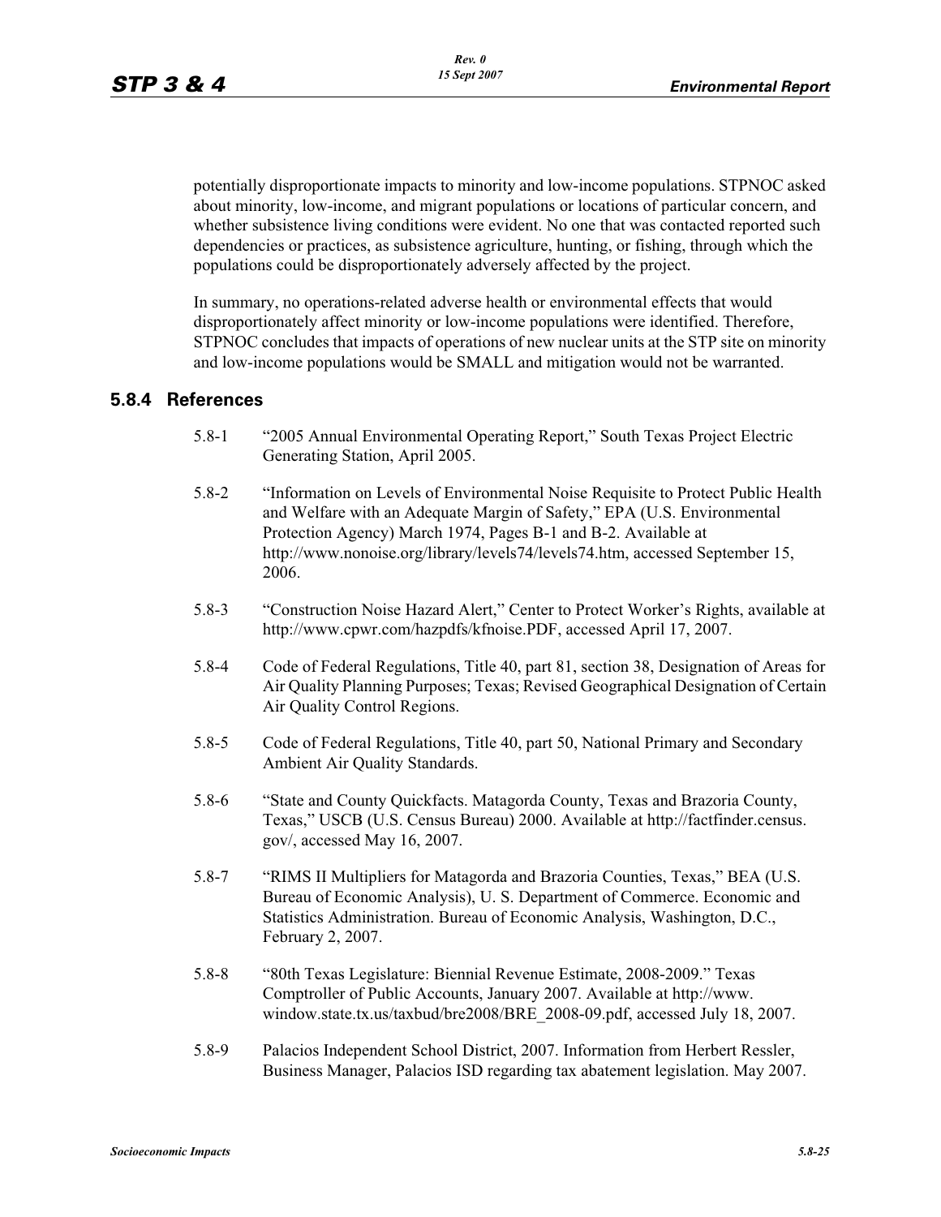potentially disproportionate impacts to minority and low-income populations. STPNOC asked about minority, low-income, and migrant populations or locations of particular concern, and whether subsistence living conditions were evident. No one that was contacted reported such dependencies or practices, as subsistence agriculture, hunting, or fishing, through which the populations could be disproportionately adversely affected by the project.

In summary, no operations-related adverse health or environmental effects that would disproportionately affect minority or low-income populations were identified. Therefore, STPNOC concludes that impacts of operations of new nuclear units at the STP site on minority and low-income populations would be SMALL and mitigation would not be warranted.

### 5.8.4 References

5.8-1 "2005 Annual Environmental Operating Report," South Texas Project Electric Generating Station, April 2005.

5.8-2 "Information on Levels of Environmental Noise Requisite to Protect Public Health and Welfare with an Adequate Margin of Safety," EPA (U.S. Environmental Protection Agency) March 1974, Pages B-1 and B-2. Available at http://www.nonoise.org/library/levels74/levels74.htm, accessed September 15, 2006.

5.8-3 "Construction Noise Hazard Alert," Center to Protect Worker's Rights, available at http://www.cpwr.com/hazpdfs/kfnoise.PDF, accessed April 17, 2007.

5.8-4 Code of Federal Regulations, Title 40, part 81, section 38, Designation of Areas for Air Quality Planning Purposes; Texas; Revised Geographical Designation of Certain Air Quality Control Regions.

5.8-5 Code of Federal Regulations, Title 40, part 50, National Primary and Secondary Ambient Air Quality Standards.

5.8-6 "State and County Quickfacts. Matagorda County, Texas and Brazoria County, Texas," USCB (U.S. Census Bureau) 2000. Available at http://factfinder.census.gov/, accessed May 16, 2007.

5.8-7 "RIMS II Multipliers for Matagorda and Brazoria Counties, Texas," BEA (U.S. Bureau of Economic Analysis), U. S. Department of Commerce. Economic and Statistics Administration. Bureau of Economic Analysis, Washington, D.C., February 2, 2007.

5.8-8 "80th Texas Legislature: Biennial Revenue Estimate, 2008-2009." Texas Comptroller of Public Accounts, January 2007. Available at http://www.window.state.tx.us/taxbud/bre2008/BRE_2008-09.pdf, accessed July 18, 2007.

5.8-9 Palacios Independent School District, 2007. Information from Herbert Ressler, Business Manager, Palacios ISD regarding tax abatement legislation. May 2007.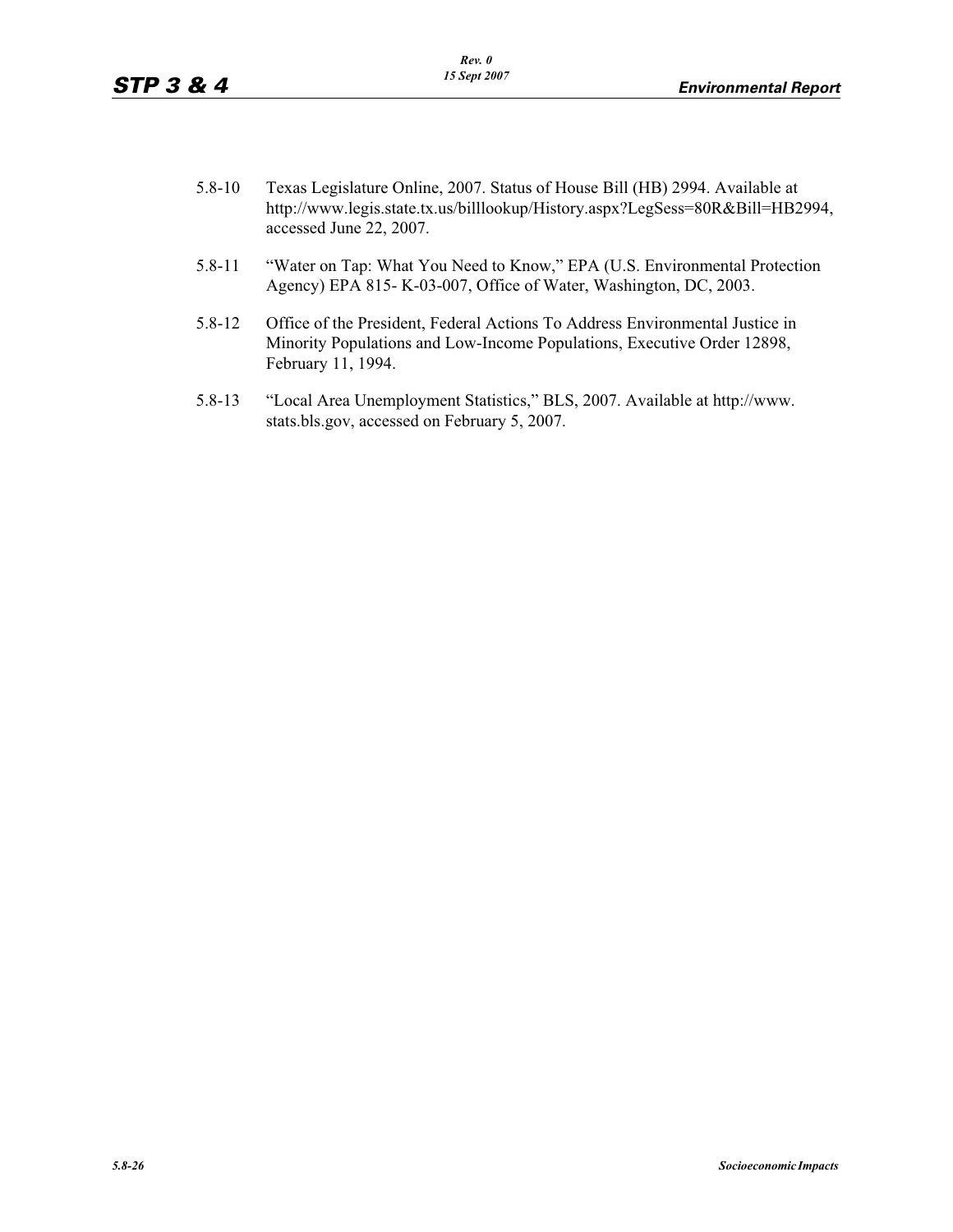5.8-10 Texas Legislature Online, 2007. Status of House Bill (HB) 2994. Available at http://www.legis.state.tx.us/billlookup/History.aspx?LegSess=80R&Bill=HB2994, accessed June 22, 2007.

5.8-11 "Water on Tap: What You Need to Know," EPA (U.S. Environmental Protection Agency) EPA 815- K-03-007, Office of Water, Washington, DC, 2003.

5.8-12 Office of the President, Federal Actions To Address Environmental Justice in Minority Populations and Low-Income Populations, Executive Order 12898, February 11, 1994.

5.8-13 "Local Area Unemployment Statistics," BLS, 2007. Available at http://www.stats.bls.gov, accessed on February 5, 2007.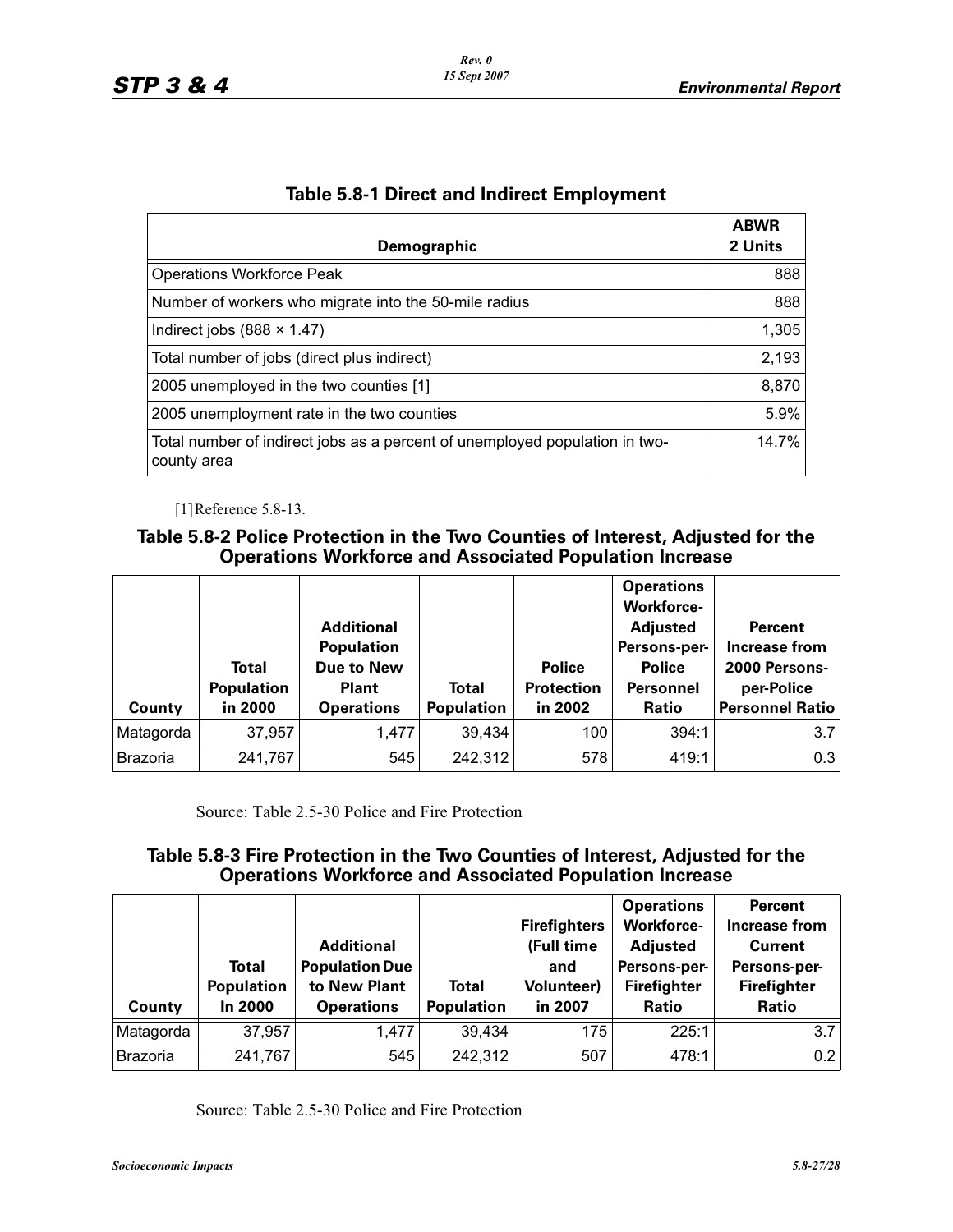## Table 5.8-1 Direct and Indirect Employment

| Demographic | ABWR 2 Units |
|---|---|
| Operations Workforce Peak | 888 |
| Number of workers who migrate into the 50-mile radius | 888 |
| Indirect jobs (888 × 1.47) | 1,305 |
| Total number of jobs (direct plus indirect) | 2,193 |
| 2005 unemployed in the two counties [1] | 8,870 |
| 2005 unemployment rate in the two counties | 5.9% |
| Total number of indirect jobs as a percent of unemployed population in two-county area | 14.7% |

[1] Reference 5.8-13.

## Table 5.8-2 Police Protection in the Two Counties of Interest, Adjusted for the Operations Workforce and Associated Population Increase

| County | Total Population in 2000 | Additional Population Due to New Plant Operations | Total Population | Police Protection in 2002 | Operations Workforce-Adjusted Persons-per-Police Personnel Ratio | Percent Increase from 2000 Persons-per-Police Personnel Ratio |
|---|---|---|---|---|---|---|
| Matagorda | 37,957 | 1,477 | 39,434 | 100 | 394:1 | 3.7 |
| Brazoria | 241,767 | 545 | 242,312 | 578 | 419:1 | 0.3 |

Source: Table 2.5-30 Police and Fire Protection

## Table 5.8-3 Fire Protection in the Two Counties of Interest, Adjusted for the Operations Workforce and Associated Population Increase

| County | Total Population In 2000 | Additional Population Due to New Plant Operations | Total Population | Firefighters (Full time and Volunteer) in 2007 | Operations Workforce-Adjusted Persons-per-Firefighter Ratio | Percent Increase from Current Persons-per-Firefighter Ratio |
|---|---|---|---|---|---|---|
| Matagorda | 37,957 | 1,477 | 39,434 | 175 | 225:1 | 3.7 |
| Brazoria | 241,767 | 545 | 242,312 | 507 | 478:1 | 0.2 |

Source: Table 2.5-30 Police and Fire Protection